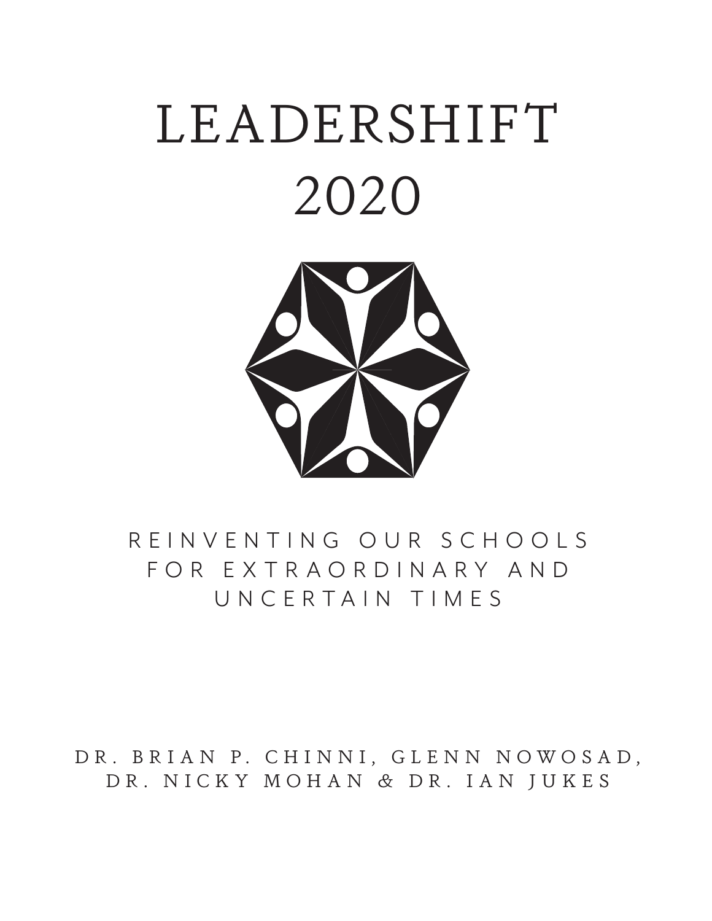# LEADERSHIFT 2020

## REINVENTING OUR SCHOOLS FOR EXTRAORDINARY AND UNCERTAIN TIMES

DR. BRIAN P. CHINNI, GLENN NOWOSAD, DR. NICKY MOHAN & DR. IAN JUKES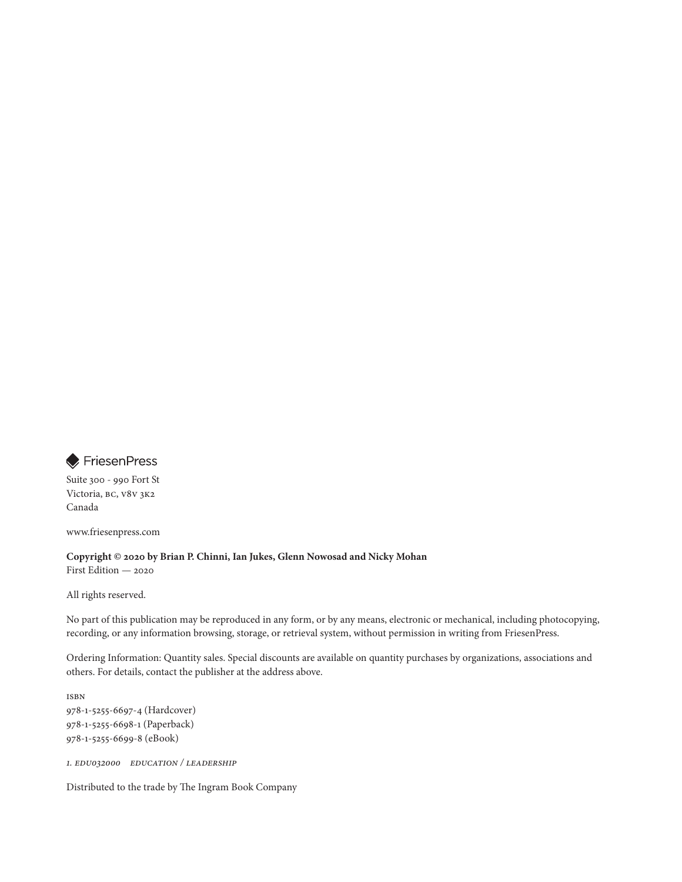FriesenPress

Suite 300 - 990 Fort St
Victoria, BC, V8V 3K2
Canada

www.friesenpress.com

**Copyright © 2020 by Brian P. Chinni, Ian Jukes, Glenn Nowosad and Nicky Mohan**
First Edition — 2020

All rights reserved.

No part of this publication may be reproduced in any form, or by any means, electronic or mechanical, including photocopying, recording, or any information browsing, storage, or retrieval system, without permission in writing from FriesenPress.

Ordering Information: Quantity sales. Special discounts are available on quantity purchases by organizations, associations and others. For details, contact the publisher at the address above.

ISBN
978-1-5255-6697-4 (Hardcover)
978-1-5255-6698-1 (Paperback)
978-1-5255-6699-8 (eBook)

*1. EDU032000 EDUCATION / LEADERSHIP*

Distributed to the trade by The Ingram Book Company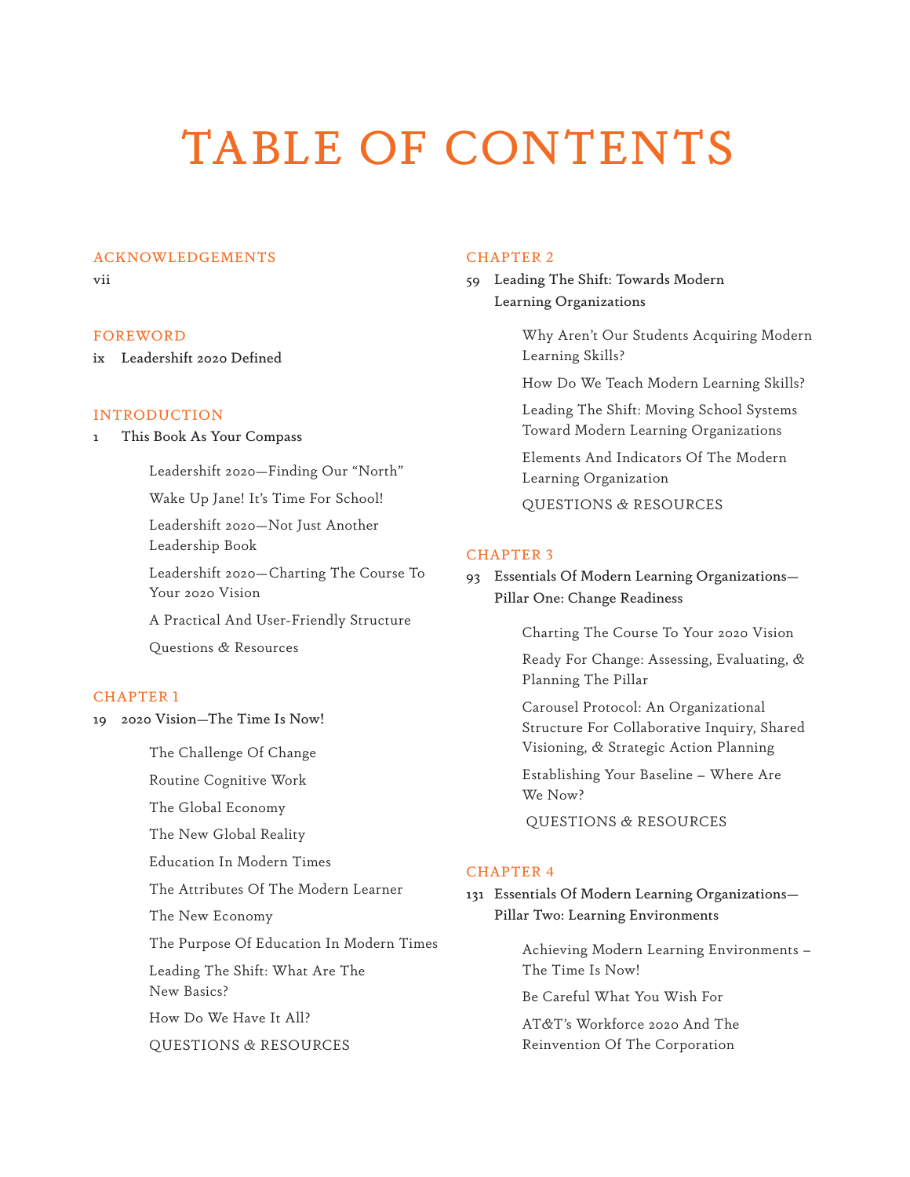# TABLE OF CONTENTS

## ACKNOWLEDGEMENTS

vii

## FOREWORD

ix Leadershift 2020 Defined

## INTRODUCTION

1 This Book As Your Compass

- Leadershift 2020—Finding Our "North"
- Wake Up Jane! It's Time For School!
- Leadershift 2020—Not Just Another Leadership Book
- Leadershift 2020—Charting The Course To Your 2020 Vision
- A Practical And User-Friendly Structure
- Questions & Resources

## CHAPTER 1

19 2020 Vision—The Time Is Now!

- The Challenge Of Change
- Routine Cognitive Work
- The Global Economy
- The New Global Reality
- Education In Modern Times
- The Attributes Of The Modern Learner
- The New Economy
- The Purpose Of Education In Modern Times
- Leading The Shift: What Are The New Basics?
- How Do We Have It All?
- QUESTIONS & RESOURCES

## CHAPTER 2

59 Leading The Shift: Towards Modern Learning Organizations

- Why Aren't Our Students Acquiring Modern Learning Skills?
- How Do We Teach Modern Learning Skills?
- Leading The Shift: Moving School Systems Toward Modern Learning Organizations
- Elements And Indicators Of The Modern Learning Organization
- QUESTIONS & RESOURCES

## CHAPTER 3

93 Essentials Of Modern Learning Organizations—Pillar One: Change Readiness

- Charting The Course To Your 2020 Vision
- Ready For Change: Assessing, Evaluating, & Planning The Pillar
- Carousel Protocol: An Organizational Structure For Collaborative Inquiry, Shared Visioning, & Strategic Action Planning
- Establishing Your Baseline – Where Are We Now?
- QUESTIONS & RESOURCES

## CHAPTER 4

131 Essentials Of Modern Learning Organizations—Pillar Two: Learning Environments

- Achieving Modern Learning Environments – The Time Is Now!
- Be Careful What You Wish For
- AT&T's Workforce 2020 And The Reinvention Of The Corporation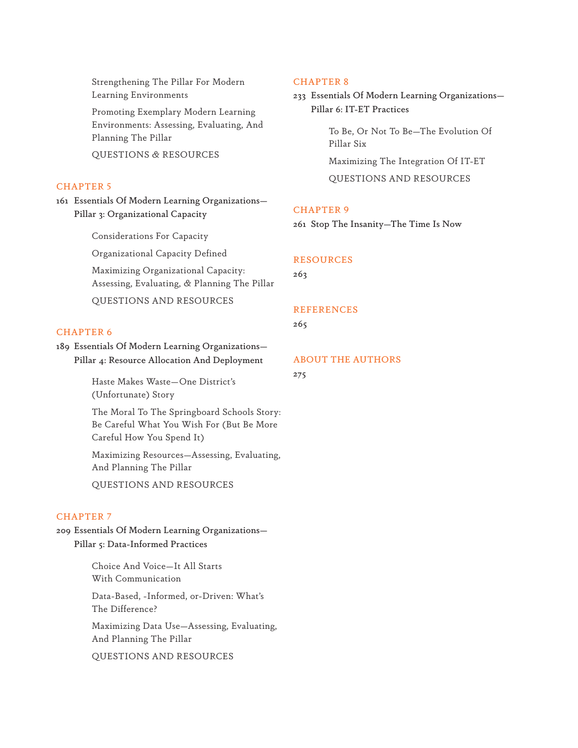Strengthening The Pillar For Modern Learning Environments

Promoting Exemplary Modern Learning Environments: Assessing, Evaluating, And Planning The Pillar

QUESTIONS & RESOURCES

## CHAPTER 5

**161 Essentials Of Modern Learning Organizations—Pillar 3: Organizational Capacity**

Considerations For Capacity

Organizational Capacity Defined

Maximizing Organizational Capacity: Assessing, Evaluating, & Planning The Pillar

QUESTIONS AND RESOURCES

## CHAPTER 6

**189 Essentials Of Modern Learning Organizations—Pillar 4: Resource Allocation And Deployment**

Haste Makes Waste—One District's (Unfortunate) Story

The Moral To The Springboard Schools Story: Be Careful What You Wish For (But Be More Careful How You Spend It)

Maximizing Resources—Assessing, Evaluating, And Planning The Pillar

QUESTIONS AND RESOURCES

## CHAPTER 7

**209 Essentials Of Modern Learning Organizations—Pillar 5: Data-Informed Practices**

Choice And Voice—It All Starts With Communication

Data-Based, -Informed, or-Driven: What's The Difference?

Maximizing Data Use—Assessing, Evaluating, And Planning The Pillar

QUESTIONS AND RESOURCES

## CHAPTER 8

**233 Essentials Of Modern Learning Organizations—Pillar 6: IT-ET Practices**

To Be, Or Not To Be—The Evolution Of Pillar Six

Maximizing The Integration Of IT-ET

QUESTIONS AND RESOURCES

## CHAPTER 9

**261 Stop The Insanity—The Time Is Now**

## RESOURCES

263

## REFERENCES

265

## ABOUT THE AUTHORS

275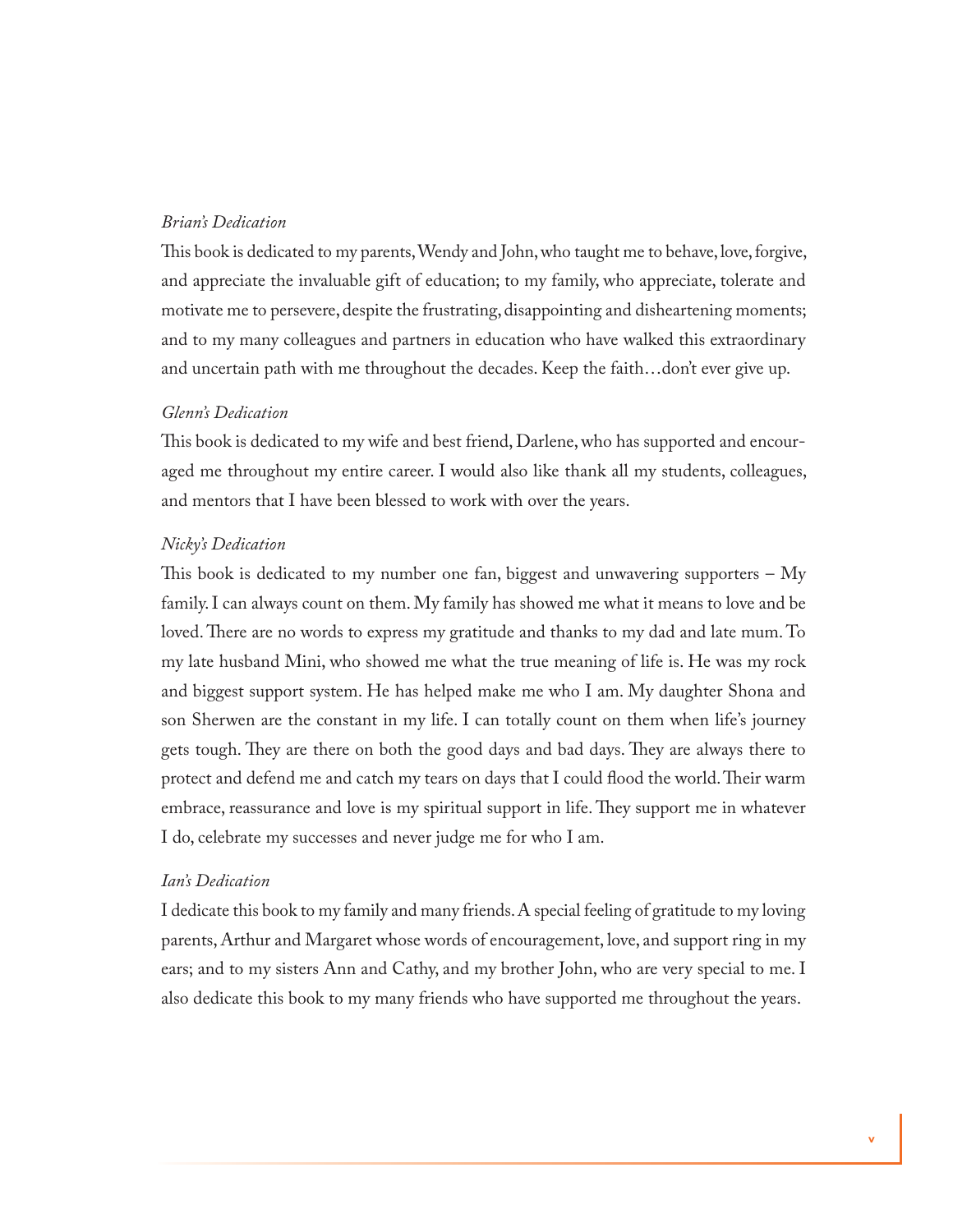*Brian's Dedication*

This book is dedicated to my parents, Wendy and John, who taught me to behave, love, forgive, and appreciate the invaluable gift of education; to my family, who appreciate, tolerate and motivate me to persevere, despite the frustrating, disappointing and disheartening moments; and to my many colleagues and partners in education who have walked this extraordinary and uncertain path with me throughout the decades. Keep the faith…don't ever give up.

*Glenn's Dedication*

This book is dedicated to my wife and best friend, Darlene, who has supported and encouraged me throughout my entire career. I would also like thank all my students, colleagues, and mentors that I have been blessed to work with over the years.

*Nicky's Dedication*

This book is dedicated to my number one fan, biggest and unwavering supporters – My family. I can always count on them. My family has showed me what it means to love and be loved. There are no words to express my gratitude and thanks to my dad and late mum. To my late husband Mini, who showed me what the true meaning of life is. He was my rock and biggest support system. He has helped make me who I am. My daughter Shona and son Sherwen are the constant in my life. I can totally count on them when life's journey gets tough. They are there on both the good days and bad days. They are always there to protect and defend me and catch my tears on days that I could flood the world. Their warm embrace, reassurance and love is my spiritual support in life. They support me in whatever I do, celebrate my successes and never judge me for who I am.

*Ian's Dedication*

I dedicate this book to my family and many friends. A special feeling of gratitude to my loving parents, Arthur and Margaret whose words of encouragement, love, and support ring in my ears; and to my sisters Ann and Cathy, and my brother John, who are very special to me. I also dedicate this book to my many friends who have supported me throughout the years.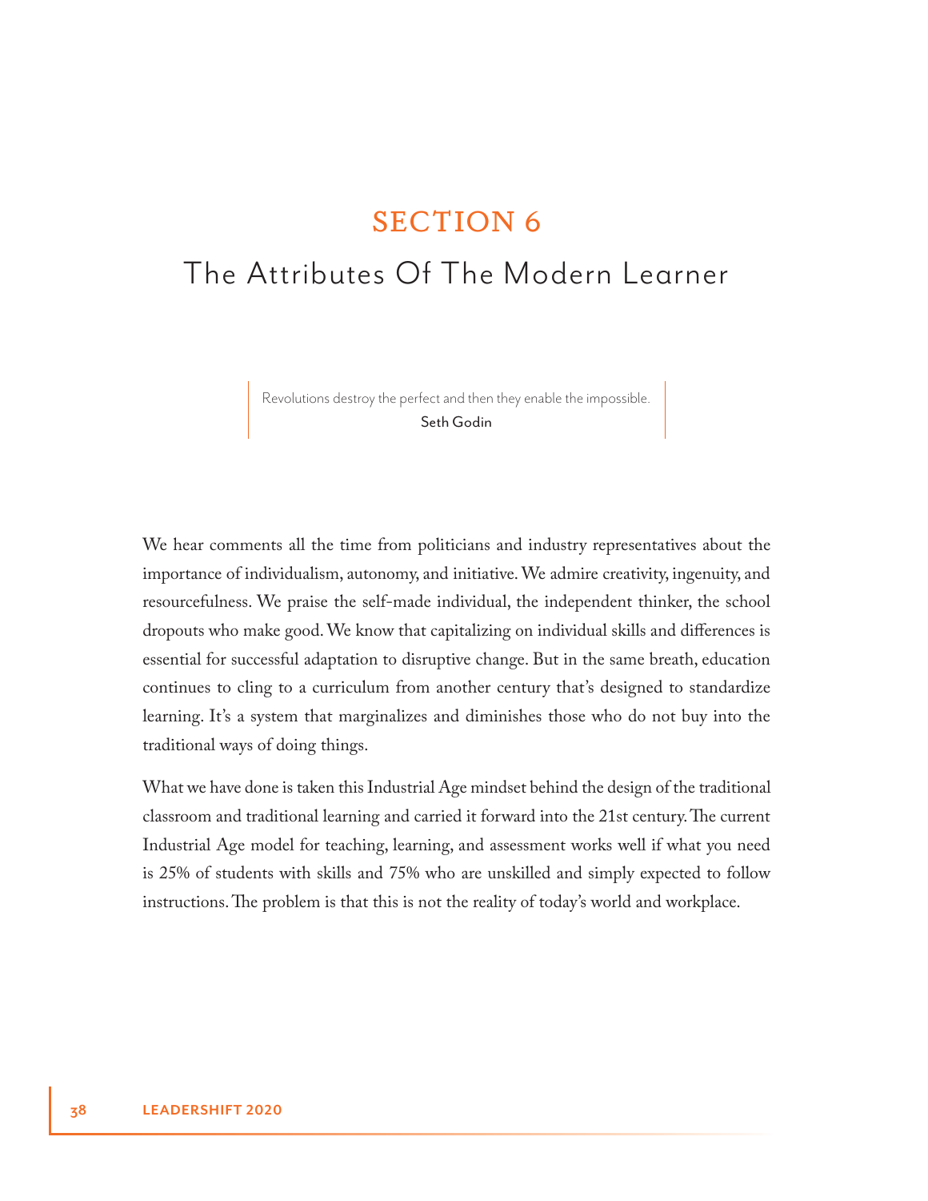# SECTION 6

## The Attributes Of The Modern Learner

> Revolutions destroy the perfect and then they enable the impossible.
>
> Seth Godin

We hear comments all the time from politicians and industry representatives about the importance of individualism, autonomy, and initiative. We admire creativity, ingenuity, and resourcefulness. We praise the self-made individual, the independent thinker, the school dropouts who make good. We know that capitalizing on individual skills and differences is essential for successful adaptation to disruptive change. But in the same breath, education continues to cling to a curriculum from another century that's designed to standardize learning. It's a system that marginalizes and diminishes those who do not buy into the traditional ways of doing things.

What we have done is taken this Industrial Age mindset behind the design of the traditional classroom and traditional learning and carried it forward into the 21st century. The current Industrial Age model for teaching, learning, and assessment works well if what you need is 25% of students with skills and 75% who are unskilled and simply expected to follow instructions. The problem is that this is not the reality of today's world and workplace.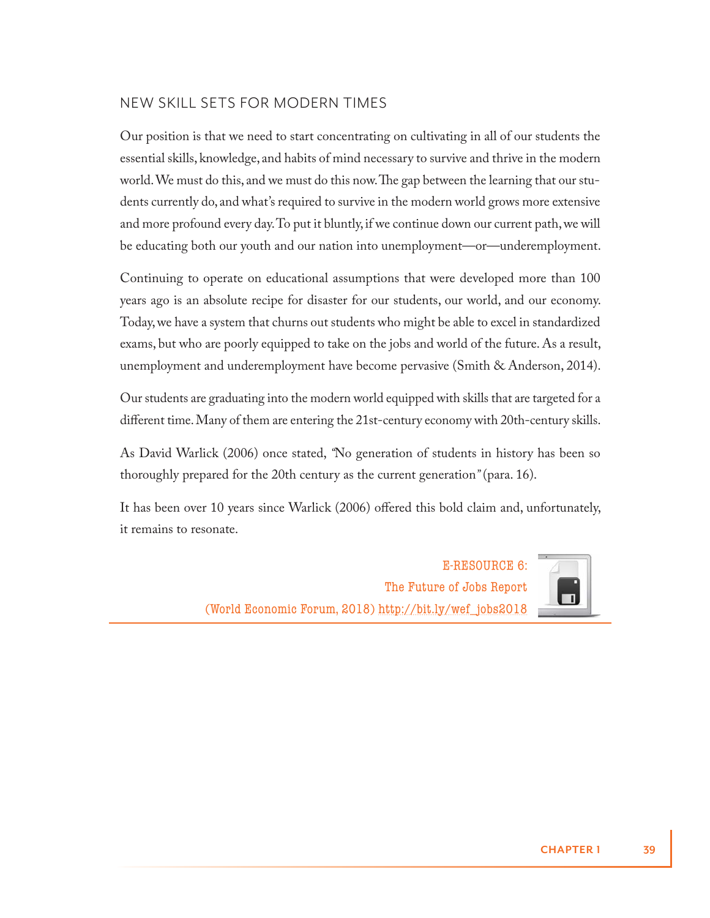## NEW SKILL SETS FOR MODERN TIMES

Our position is that we need to start concentrating on cultivating in all of our students the essential skills, knowledge, and habits of mind necessary to survive and thrive in the modern world. We must do this, and we must do this now. The gap between the learning that our students currently do, and what's required to survive in the modern world grows more extensive and more profound every day. To put it bluntly, if we continue down our current path, we will be educating both our youth and our nation into unemployment—or—underemployment.

Continuing to operate on educational assumptions that were developed more than 100 years ago is an absolute recipe for disaster for our students, our world, and our economy. Today, we have a system that churns out students who might be able to excel in standardized exams, but who are poorly equipped to take on the jobs and world of the future. As a result, unemployment and underemployment have become pervasive (Smith & Anderson, 2014).

Our students are graduating into the modern world equipped with skills that are targeted for a different time. Many of them are entering the 21st-century economy with 20th-century skills.

As David Warlick (2006) once stated, "No generation of students in history has been so thoroughly prepared for the 20th century as the current generation" (para. 16).

It has been over 10 years since Warlick (2006) offered this bold claim and, unfortunately, it remains to resonate.

E-RESOURCE 6:
The Future of Jobs Report
(World Economic Forum, 2018) http://bit.ly/wef_jobs2018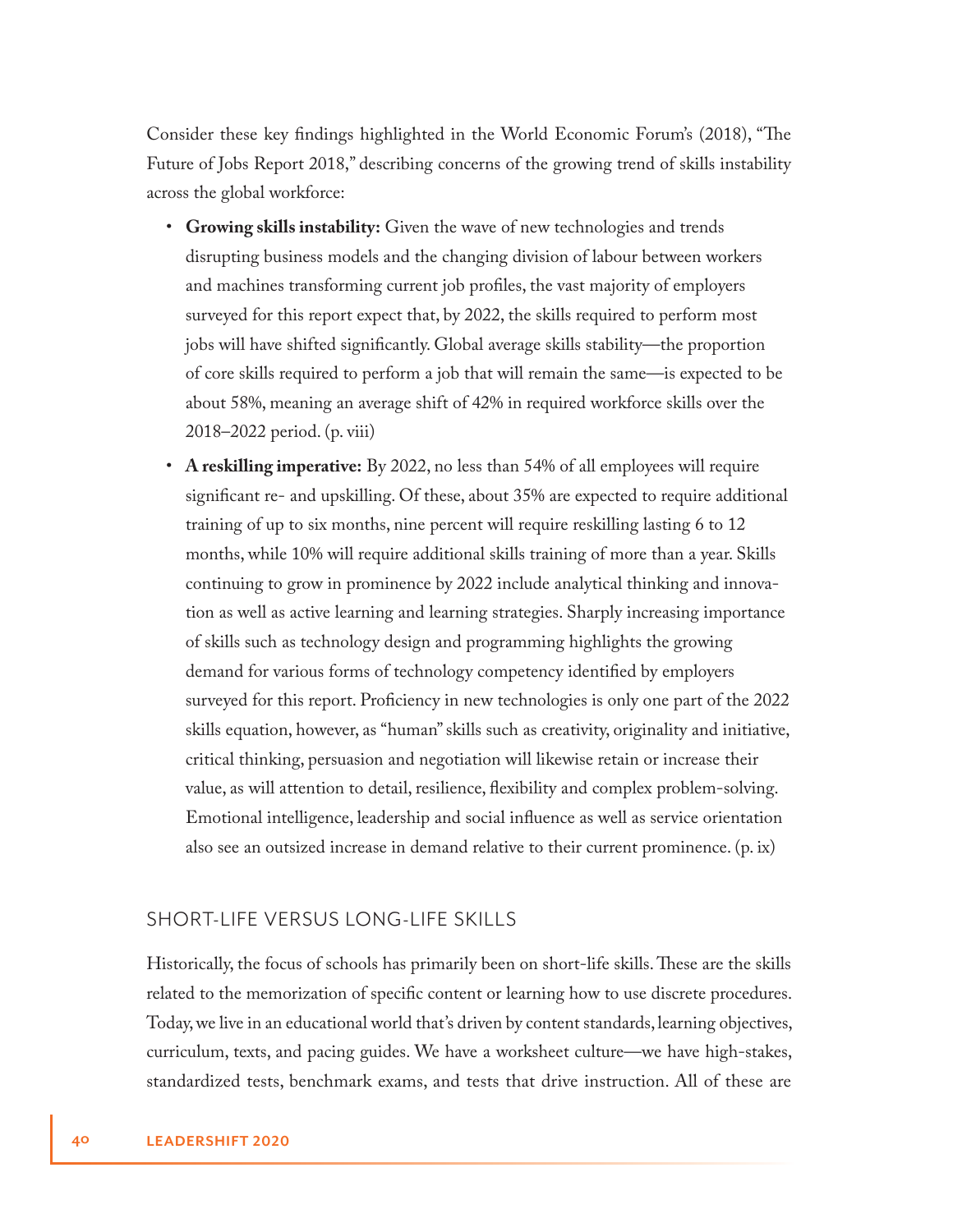Consider these key findings highlighted in the World Economic Forum's (2018), "The Future of Jobs Report 2018," describing concerns of the growing trend of skills instability across the global workforce:

- **Growing skills instability:** Given the wave of new technologies and trends disrupting business models and the changing division of labour between workers and machines transforming current job profiles, the vast majority of employers surveyed for this report expect that, by 2022, the skills required to perform most jobs will have shifted significantly. Global average skills stability—the proportion of core skills required to perform a job that will remain the same—is expected to be about 58%, meaning an average shift of 42% in required workforce skills over the 2018–2022 period. (p. viii)
- **A reskilling imperative:** By 2022, no less than 54% of all employees will require significant re- and upskilling. Of these, about 35% are expected to require additional training of up to six months, nine percent will require reskilling lasting 6 to 12 months, while 10% will require additional skills training of more than a year. Skills continuing to grow in prominence by 2022 include analytical thinking and innovation as well as active learning and learning strategies. Sharply increasing importance of skills such as technology design and programming highlights the growing demand for various forms of technology competency identified by employers surveyed for this report. Proficiency in new technologies is only one part of the 2022 skills equation, however, as "human" skills such as creativity, originality and initiative, critical thinking, persuasion and negotiation will likewise retain or increase their value, as will attention to detail, resilience, flexibility and complex problem-solving. Emotional intelligence, leadership and social influence as well as service orientation also see an outsized increase in demand relative to their current prominence. (p. ix)

## SHORT-LIFE VERSUS LONG-LIFE SKILLS

Historically, the focus of schools has primarily been on short-life skills. These are the skills related to the memorization of specific content or learning how to use discrete procedures. Today, we live in an educational world that's driven by content standards, learning objectives, curriculum, texts, and pacing guides. We have a worksheet culture—we have high-stakes, standardized tests, benchmark exams, and tests that drive instruction. All of these are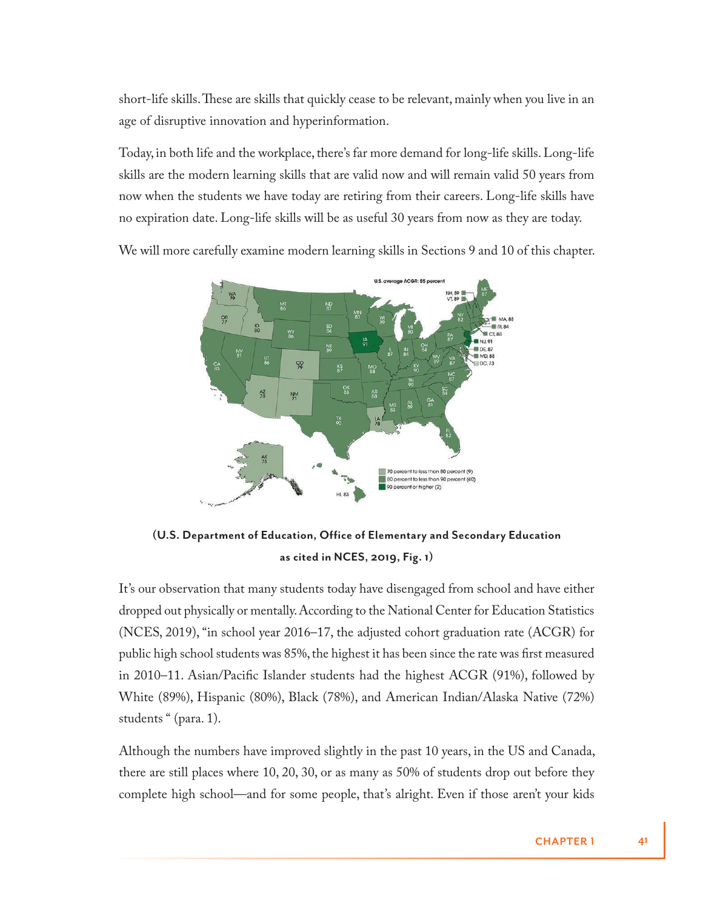short-life skills. These are skills that quickly cease to be relevant, mainly when you live in an age of disruptive innovation and hyperinformation.

Today, in both life and the workplace, there's far more demand for long-life skills. Long-life skills are the modern learning skills that are valid now and will remain valid 50 years from now when the students we have today are retiring from their careers. Long-life skills have no expiration date. Long-life skills will be as useful 30 years from now as they are today.

We will more carefully examine modern learning skills in Sections 9 and 10 of this chapter.

**(U.S. Department of Education, Office of Elementary and Secondary Education as cited in NCES, 2019, Fig. 1)**

It's our observation that many students today have disengaged from school and have either dropped out physically or mentally. According to the National Center for Education Statistics (NCES, 2019), "in school year 2016–17, the adjusted cohort graduation rate (ACGR) for public high school students was 85%, the highest it has been since the rate was first measured in 2010–11. Asian/Pacific Islander students had the highest ACGR (91%), followed by White (89%), Hispanic (80%), Black (78%), and American Indian/Alaska Native (72%) students " (para. 1).

Although the numbers have improved slightly in the past 10 years, in the US and Canada, there are still places where 10, 20, 30, or as many as 50% of students drop out before they complete high school—and for some people, that's alright. Even if those aren't your kids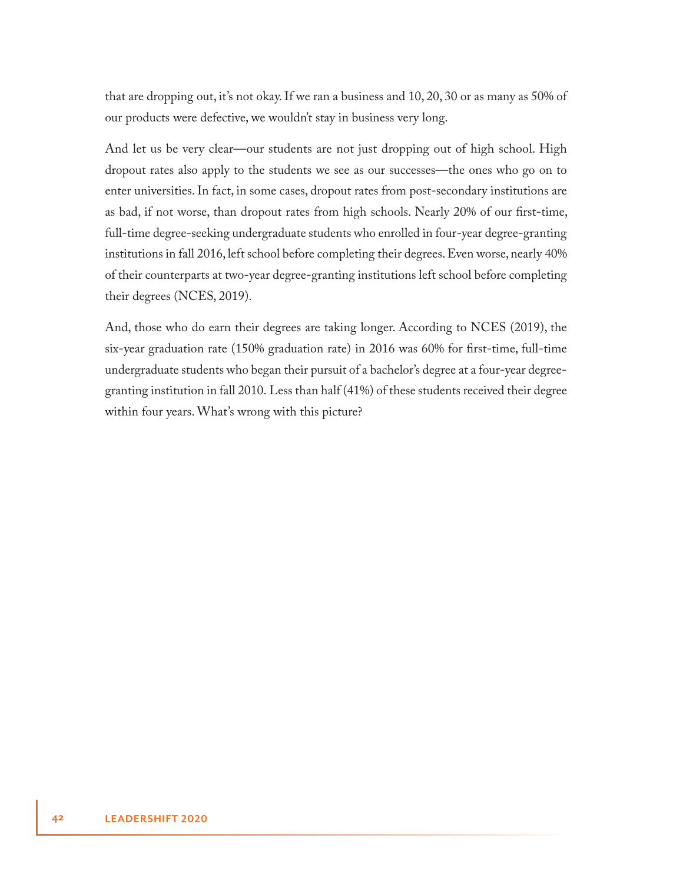that are dropping out, it's not okay. If we ran a business and 10, 20, 30 or as many as 50% of our products were defective, we wouldn't stay in business very long.

And let us be very clear—our students are not just dropping out of high school. High dropout rates also apply to the students we see as our successes—the ones who go on to enter universities. In fact, in some cases, dropout rates from post-secondary institutions are as bad, if not worse, than dropout rates from high schools. Nearly 20% of our first-time, full-time degree-seeking undergraduate students who enrolled in four-year degree-granting institutions in fall 2016, left school before completing their degrees. Even worse, nearly 40% of their counterparts at two-year degree-granting institutions left school before completing their degrees (NCES, 2019).

And, those who do earn their degrees are taking longer. According to NCES (2019), the six-year graduation rate (150% graduation rate) in 2016 was 60% for first-time, full-time undergraduate students who began their pursuit of a bachelor's degree at a four-year degree-granting institution in fall 2010. Less than half (41%) of these students received their degree within four years. What's wrong with this picture?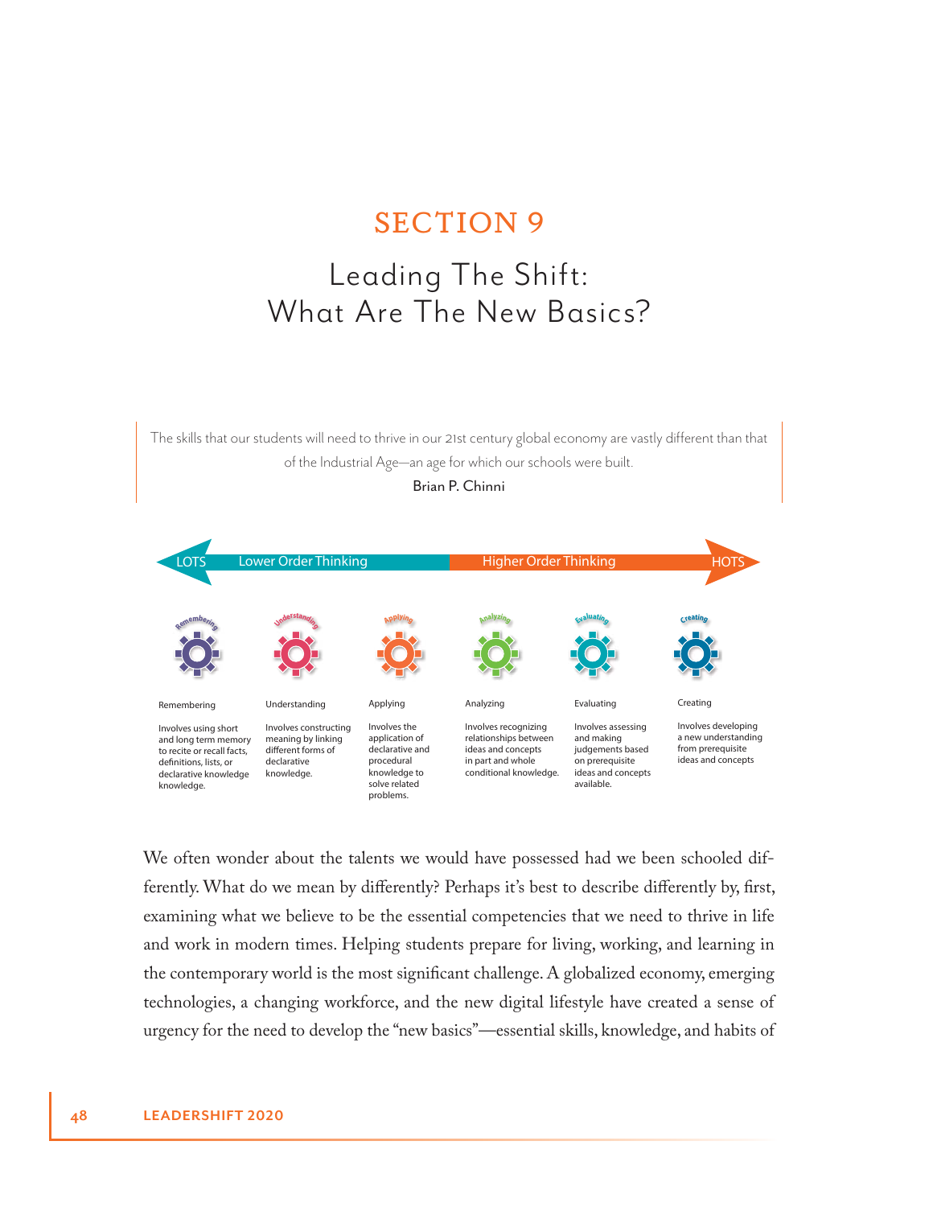# SECTION 9

## Leading The Shift: What Are The New Basics?

> The skills that our students will need to thrive in our 21st century global economy are vastly different than that of the Industrial Age—an age for which our schools were built.
>
> Brian P. Chinni

LOTS — Lower Order Thinking — Higher Order Thinking — HOTS

| Remembering | Understanding | Applying | Analyzing | Evaluating | Creating |
| --- | --- | --- | --- | --- | --- |
| Involves using short and long term memory to recite or recall facts, definitions, lists, or declarative knowledge knowledge. | Involves constructing meaning by linking different forms of declarative knowledge. | Involves the application of declarative and procedural knowledge to solve related problems. | Involves recognizing relationships between ideas and concepts in part and whole conditional knowledge. | Involves assessing and making judgements based on prerequisite ideas and concepts available. | Involves developing a new understanding from prerequisite ideas and concepts |

We often wonder about the talents we would have possessed had we been schooled differently. What do we mean by differently? Perhaps it's best to describe differently by, first, examining what we believe to be the essential competencies that we need to thrive in life and work in modern times. Helping students prepare for living, working, and learning in the contemporary world is the most significant challenge. A globalized economy, emerging technologies, a changing workforce, and the new digital lifestyle have created a sense of urgency for the need to develop the "new basics"—essential skills, knowledge, and habits of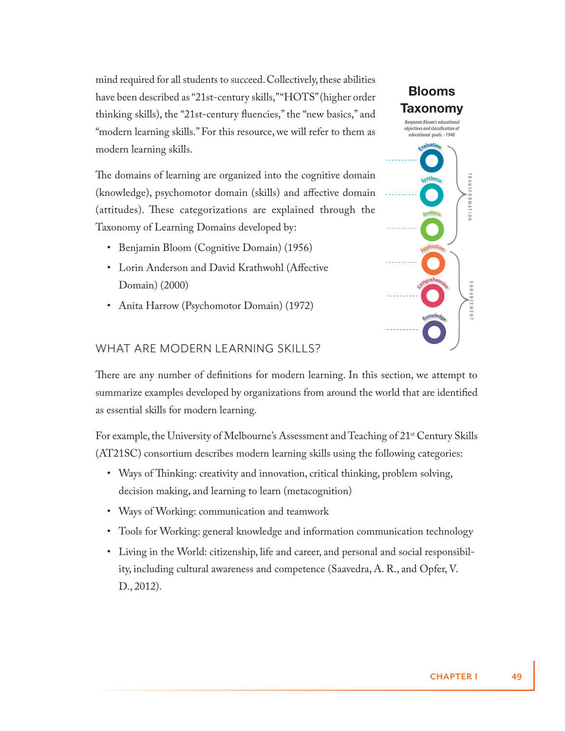mind required for all students to succeed. Collectively, these abilities have been described as "21st-century skills," "HOTS" (higher order thinking skills), the "21st-century fluencies," the "new basics," and "modern learning skills." For this resource, we will refer to them as modern learning skills.

The domains of learning are organized into the cognitive domain (knowledge), psychomotor domain (skills) and affective domain (attitudes). These categorizations are explained through the Taxonomy of Learning Domains developed by:

- Benjamin Bloom (Cognitive Domain) (1956)
- Lorin Anderson and David Krathwohl (Affective Domain) (2000)
- Anita Harrow (Psychomotor Domain) (1972)

**Blooms Taxonomy**

*Benjamin Bloom's educational objectives and classification of educational goals. - 1948*

- Evaluation
- Synthesis
- Analysis
- Application
- Comprehension
- Knowledge

TRANSFORMATION (Evaluation, Synthesis, Analysis)

ENHANCEMENT (Application, Comprehension, Knowledge)

## WHAT ARE MODERN LEARNING SKILLS?

There are any number of definitions for modern learning. In this section, we attempt to summarize examples developed by organizations from around the world that are identified as essential skills for modern learning.

For example, the University of Melbourne's Assessment and Teaching of 21st Century Skills (AT21SC) consortium describes modern learning skills using the following categories:

- Ways of Thinking: creativity and innovation, critical thinking, problem solving, decision making, and learning to learn (metacognition)
- Ways of Working: communication and teamwork
- Tools for Working: general knowledge and information communication technology
- Living in the World: citizenship, life and career, and personal and social responsibility, including cultural awareness and competence (Saavedra, A. R., and Opfer, V. D., 2012).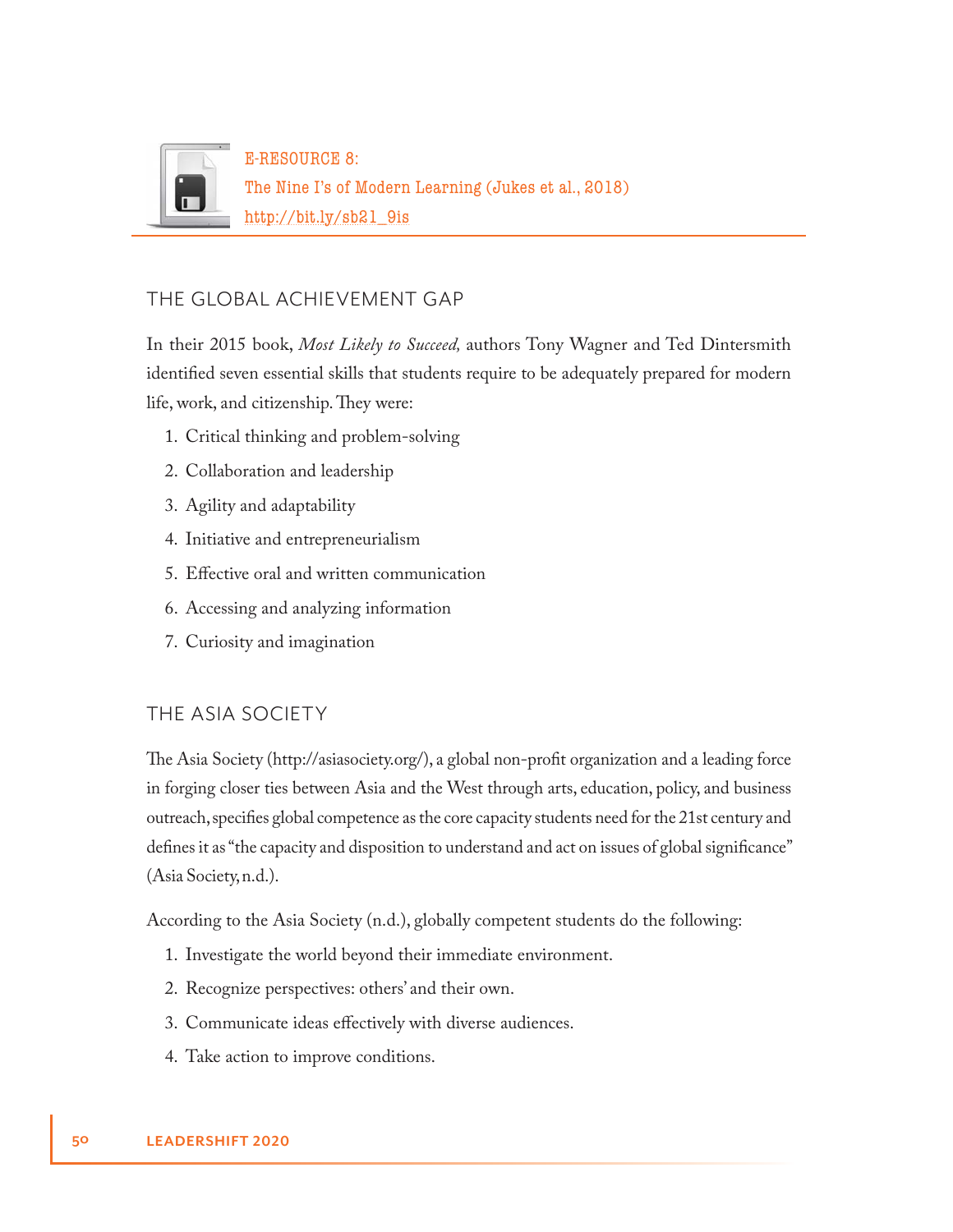E-RESOURCE 8:
The Nine I's of Modern Learning (Jukes et al., 2018)
http://bit.ly/sb21_9is

## THE GLOBAL ACHIEVEMENT GAP

In their 2015 book, *Most Likely to Succeed,* authors Tony Wagner and Ted Dintersmith identified seven essential skills that students require to be adequately prepared for modern life, work, and citizenship. They were:

1. Critical thinking and problem-solving
2. Collaboration and leadership
3. Agility and adaptability
4. Initiative and entrepreneurialism
5. Effective oral and written communication
6. Accessing and analyzing information
7. Curiosity and imagination

## THE ASIA SOCIETY

The Asia Society (http://asiasociety.org/), a global non-profit organization and a leading force in forging closer ties between Asia and the West through arts, education, policy, and business outreach, specifies global competence as the core capacity students need for the 21st century and defines it as "the capacity and disposition to understand and act on issues of global significance" (Asia Society, n.d.).

According to the Asia Society (n.d.), globally competent students do the following:

1. Investigate the world beyond their immediate environment.
2. Recognize perspectives: others' and their own.
3. Communicate ideas effectively with diverse audiences.
4. Take action to improve conditions.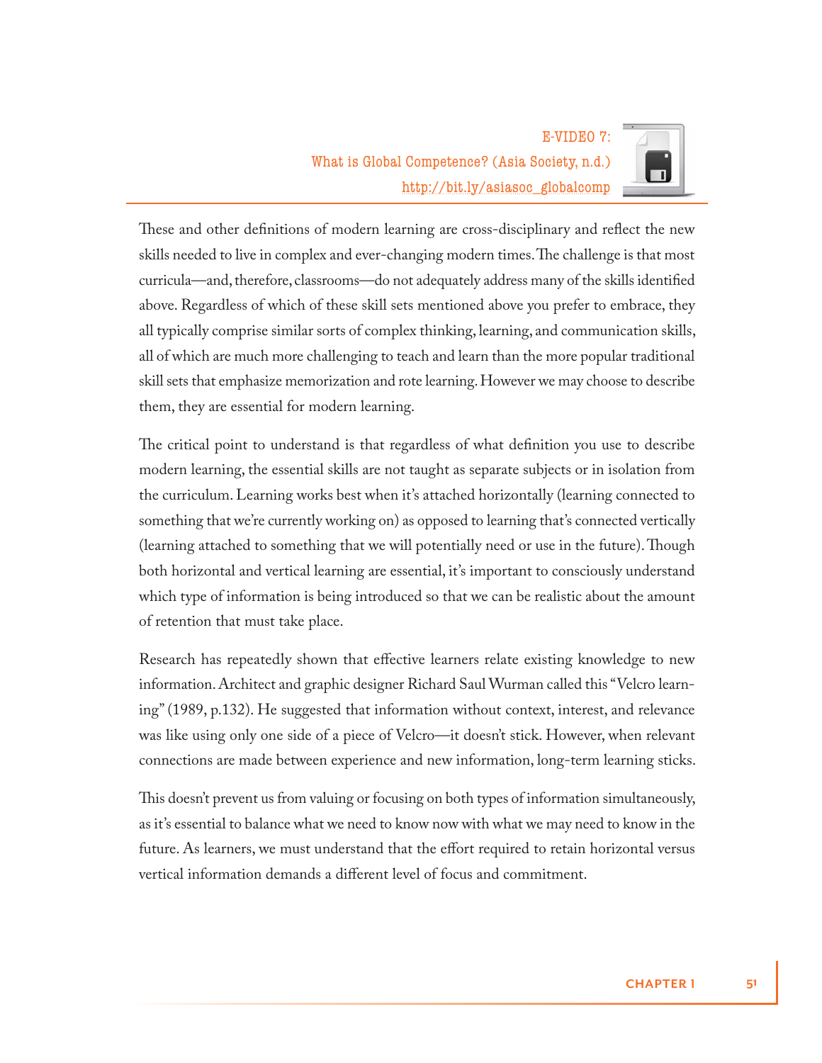E-VIDEO 7:
What is Global Competence? (Asia Society, n.d.)
http://bit.ly/asiasoc_globalcomp

These and other definitions of modern learning are cross-disciplinary and reflect the new skills needed to live in complex and ever-changing modern times. The challenge is that most curricula—and, therefore, classrooms—do not adequately address many of the skills identified above. Regardless of which of these skill sets mentioned above you prefer to embrace, they all typically comprise similar sorts of complex thinking, learning, and communication skills, all of which are much more challenging to teach and learn than the more popular traditional skill sets that emphasize memorization and rote learning. However we may choose to describe them, they are essential for modern learning.

The critical point to understand is that regardless of what definition you use to describe modern learning, the essential skills are not taught as separate subjects or in isolation from the curriculum. Learning works best when it's attached horizontally (learning connected to something that we're currently working on) as opposed to learning that's connected vertically (learning attached to something that we will potentially need or use in the future). Though both horizontal and vertical learning are essential, it's important to consciously understand which type of information is being introduced so that we can be realistic about the amount of retention that must take place.

Research has repeatedly shown that effective learners relate existing knowledge to new information. Architect and graphic designer Richard Saul Wurman called this "Velcro learning" (1989, p.132). He suggested that information without context, interest, and relevance was like using only one side of a piece of Velcro—it doesn't stick. However, when relevant connections are made between experience and new information, long-term learning sticks.

This doesn't prevent us from valuing or focusing on both types of information simultaneously, as it's essential to balance what we need to know now with what we may need to know in the future. As learners, we must understand that the effort required to retain horizontal versus vertical information demands a different level of focus and commitment.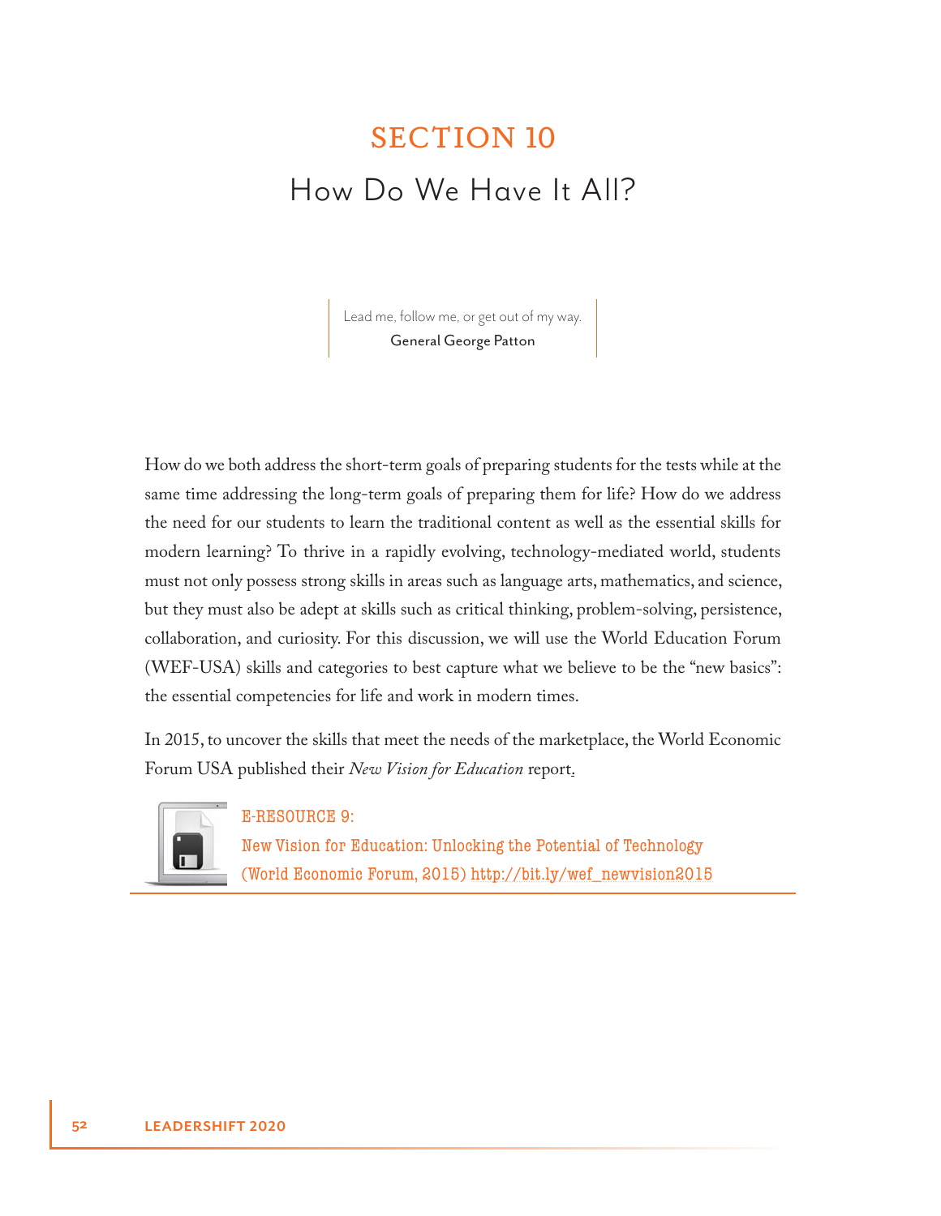# SECTION 10

## How Do We Have It All?

> Lead me, follow me, or get out of my way.
>
> General George Patton

How do we both address the short-term goals of preparing students for the tests while at the same time addressing the long-term goals of preparing them for life? How do we address the need for our students to learn the traditional content as well as the essential skills for modern learning? To thrive in a rapidly evolving, technology-mediated world, students must not only possess strong skills in areas such as language arts, mathematics, and science, but they must also be adept at skills such as critical thinking, problem-solving, persistence, collaboration, and curiosity. For this discussion, we will use the World Education Forum (WEF-USA) skills and categories to best capture what we believe to be the "new basics": the essential competencies for life and work in modern times.

In 2015, to uncover the skills that meet the needs of the marketplace, the World Economic Forum USA published their *New Vision for Education* report.

E-RESOURCE 9:
New Vision for Education: Unlocking the Potential of Technology (World Economic Forum, 2015) http://bit.ly/wef_newvision2015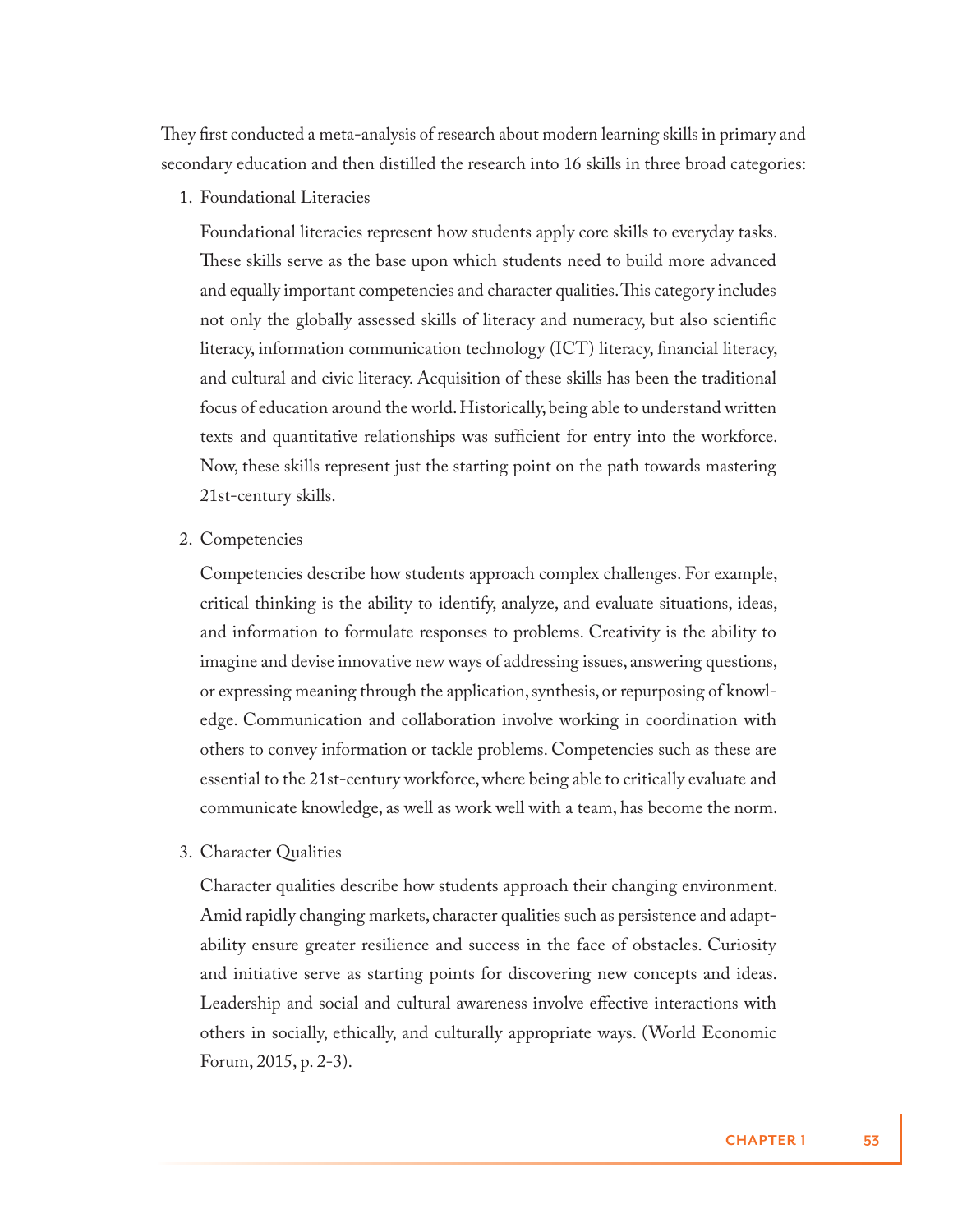They first conducted a meta-analysis of research about modern learning skills in primary and secondary education and then distilled the research into 16 skills in three broad categories:

1. Foundational Literacies

   Foundational literacies represent how students apply core skills to everyday tasks. These skills serve as the base upon which students need to build more advanced and equally important competencies and character qualities. This category includes not only the globally assessed skills of literacy and numeracy, but also scientific literacy, information communication technology (ICT) literacy, financial literacy, and cultural and civic literacy. Acquisition of these skills has been the traditional focus of education around the world. Historically, being able to understand written texts and quantitative relationships was sufficient for entry into the workforce. Now, these skills represent just the starting point on the path towards mastering 21st-century skills.

2. Competencies

   Competencies describe how students approach complex challenges. For example, critical thinking is the ability to identify, analyze, and evaluate situations, ideas, and information to formulate responses to problems. Creativity is the ability to imagine and devise innovative new ways of addressing issues, answering questions, or expressing meaning through the application, synthesis, or repurposing of knowledge. Communication and collaboration involve working in coordination with others to convey information or tackle problems. Competencies such as these are essential to the 21st-century workforce, where being able to critically evaluate and communicate knowledge, as well as work well with a team, has become the norm.

3. Character Qualities

   Character qualities describe how students approach their changing environment. Amid rapidly changing markets, character qualities such as persistence and adaptability ensure greater resilience and success in the face of obstacles. Curiosity and initiative serve as starting points for discovering new concepts and ideas. Leadership and social and cultural awareness involve effective interactions with others in socially, ethically, and culturally appropriate ways. (World Economic Forum, 2015, p. 2-3).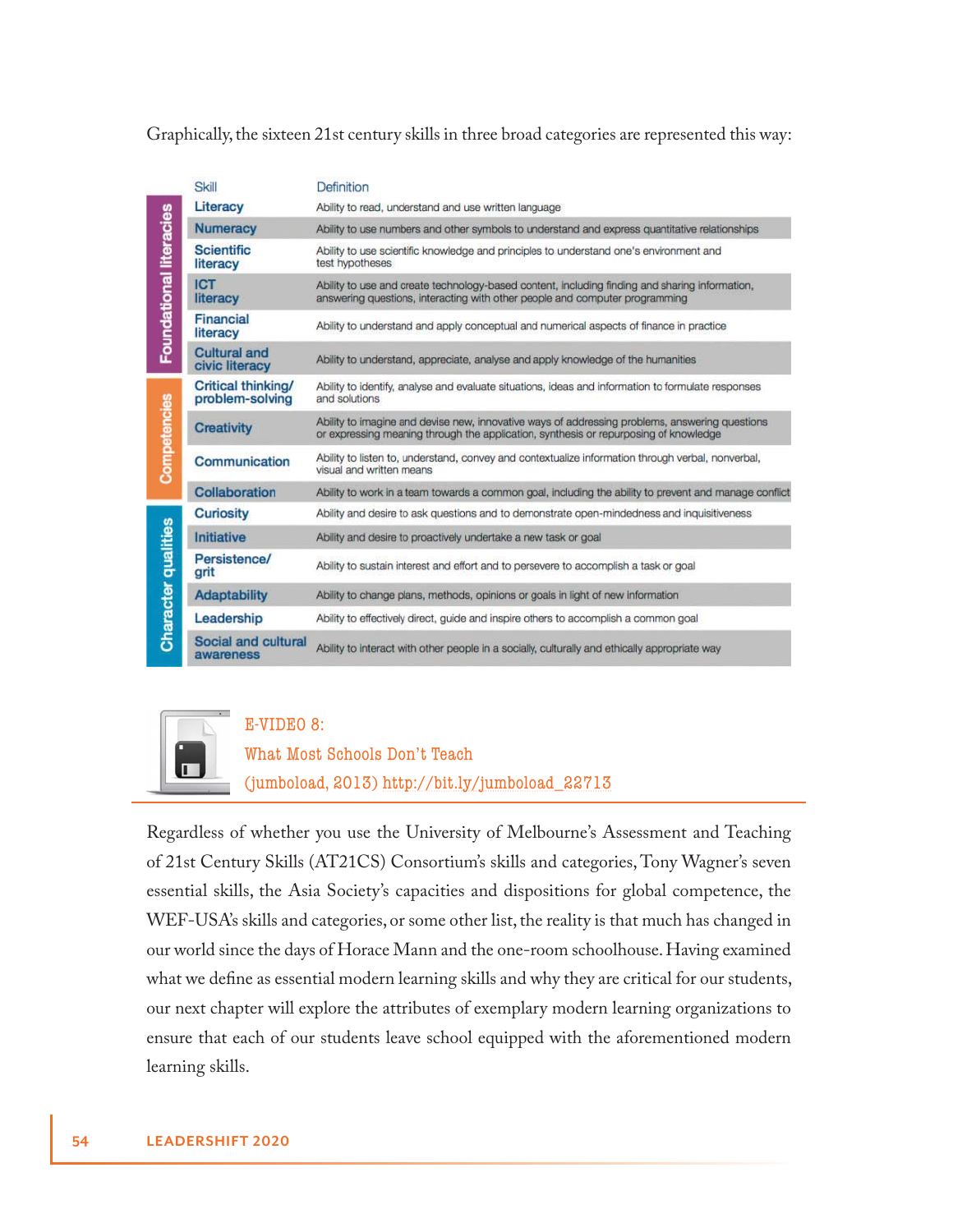Graphically, the sixteen 21st century skills in three broad categories are represented this way:

| Category | Skill | Definition |
|---|---|---|
| Foundational literacies | Literacy | Ability to read, understand and use written language |
| | Numeracy | Ability to use numbers and other symbols to understand and express quantitative relationships |
| | Scientific literacy | Ability to use scientific knowledge and principles to understand one's environment and test hypotheses |
| | ICT literacy | Ability to use and create technology-based content, including finding and sharing information, answering questions, interacting with other people and computer programming |
| | Financial literacy | Ability to understand and apply conceptual and numerical aspects of finance in practice |
| | Cultural and civic literacy | Ability to understand, appreciate, analyse and apply knowledge of the humanities |
| Competencies | Critical thinking/ problem-solving | Ability to identify, analyse and evaluate situations, ideas and information to formulate responses and solutions |
| | Creativity | Ability to imagine and devise new, innovative ways of addressing problems, answering questions or expressing meaning through the application, synthesis or repurposing of knowledge |
| | Communication | Ability to listen to, understand, convey and contextualize information through verbal, nonverbal, visual and written means |
| | Collaboration | Ability to work in a team towards a common goal, including the ability to prevent and manage conflict |
| Character qualities | Curiosity | Ability and desire to ask questions and to demonstrate open-mindedness and inquisitiveness |
| | Initiative | Ability and desire to proactively undertake a new task or goal |
| | Persistence/ grit | Ability to sustain interest and effort and to persevere to accomplish a task or goal |
| | Adaptability | Ability to change plans, methods, opinions or goals in light of new information |
| | Leadership | Ability to effectively direct, guide and inspire others to accomplish a common goal |
| | Social and cultural awareness | Ability to interact with other people in a socially, culturally and ethically appropriate way |

E-VIDEO 8:
What Most Schools Don't Teach
(jumboload, 2013) http://bit.ly/jumboload_22713

Regardless of whether you use the University of Melbourne's Assessment and Teaching of 21st Century Skills (AT21CS) Consortium's skills and categories, Tony Wagner's seven essential skills, the Asia Society's capacities and dispositions for global competence, the WEF-USA's skills and categories, or some other list, the reality is that much has changed in our world since the days of Horace Mann and the one-room schoolhouse. Having examined what we define as essential modern learning skills and why they are critical for our students, our next chapter will explore the attributes of exemplary modern learning organizations to ensure that each of our students leave school equipped with the aforementioned modern learning skills.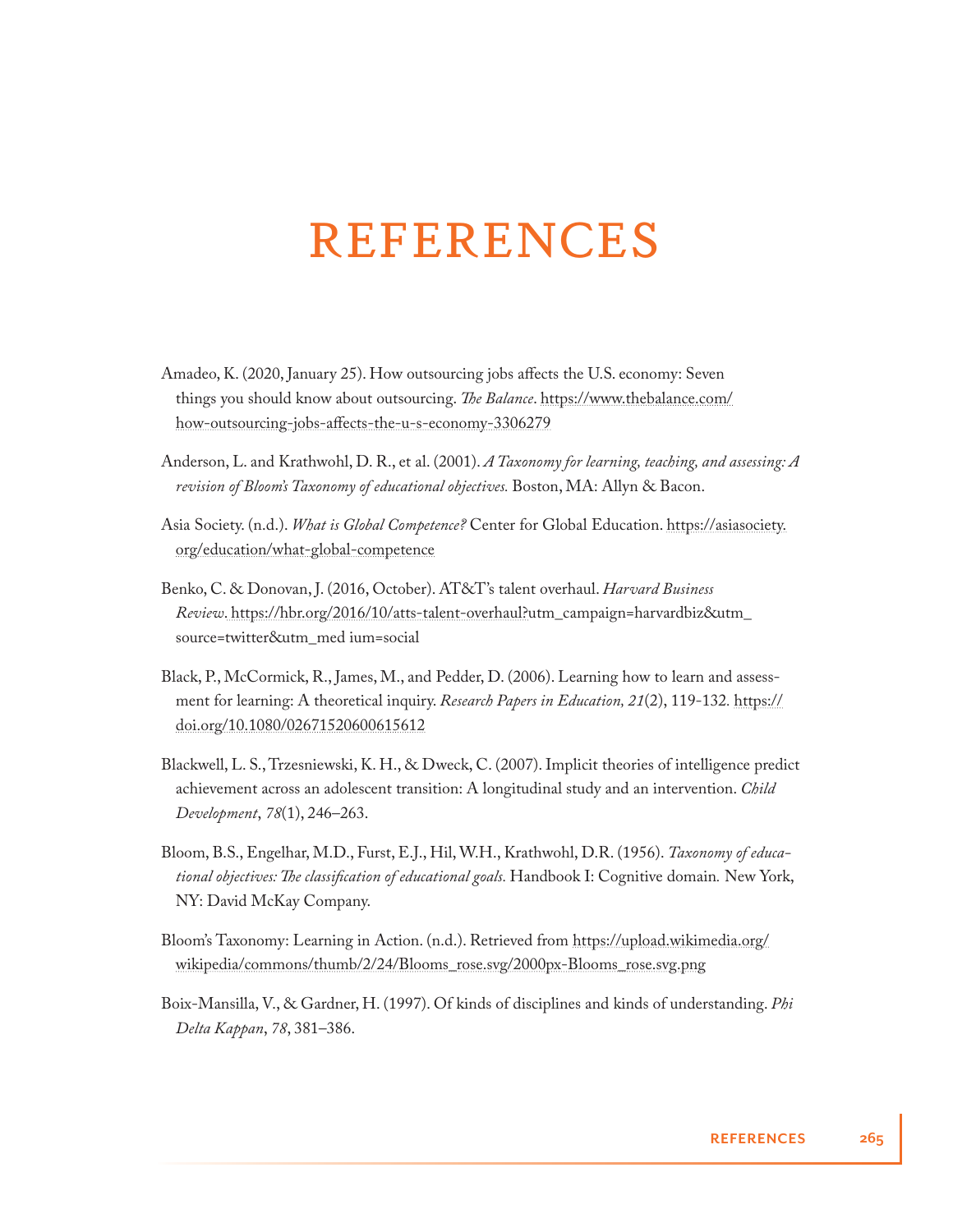# REFERENCES

Amadeo, K. (2020, January 25). How outsourcing jobs affects the U.S. economy: Seven things you should know about outsourcing. *The Balance*. https://www.thebalance.com/how-outsourcing-jobs-affects-the-u-s-economy-3306279

Anderson, L. and Krathwohl, D. R., et al. (2001). *A Taxonomy for learning, teaching, and assessing: A revision of Bloom's Taxonomy of educational objectives.* Boston, MA: Allyn & Bacon.

Asia Society. (n.d.). *What is Global Competence?* Center for Global Education. https://asiasociety.org/education/what-global-competence

Benko, C. & Donovan, J. (2016, October). AT&T's talent overhaul. *Harvard Business Review*. https://hbr.org/2016/10/atts-talent-overhaul?utm_campaign=harvardbiz&utm_source=twitter&utm_med ium=social

Black, P., McCormick, R., James, M., and Pedder, D. (2006). Learning how to learn and assessment for learning: A theoretical inquiry. *Research Papers in Education, 21*(2), 119-132. https://doi.org/10.1080/02671520600615612

Blackwell, L. S., Trzesniewski, K. H., & Dweck, C. (2007). Implicit theories of intelligence predict achievement across an adolescent transition: A longitudinal study and an intervention. *Child Development*, *78*(1), 246–263.

Bloom, B.S., Engelhar, M.D., Furst, E.J., Hil, W.H., Krathwohl, D.R. (1956). *Taxonomy of educational objectives: The classification of educational goals.* Handbook I: Cognitive domain. New York, NY: David McKay Company.

Bloom's Taxonomy: Learning in Action. (n.d.). Retrieved from https://upload.wikimedia.org/wikipedia/commons/thumb/2/24/Blooms_rose.svg/2000px-Blooms_rose.svg.png

Boix-Mansilla, V., & Gardner, H. (1997). Of kinds of disciplines and kinds of understanding. *Phi Delta Kappan*, *78*, 381–386.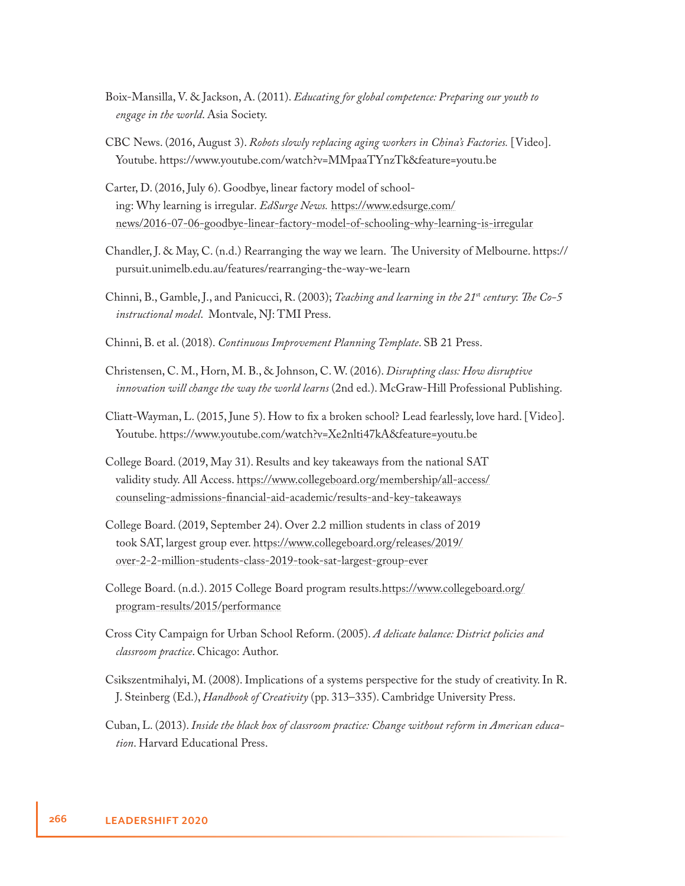Boix-Mansilla, V. & Jackson, A. (2011). *Educating for global competence: Preparing our youth to engage in the world*. Asia Society.

CBC News. (2016, August 3). *Robots slowly replacing aging workers in China's Factories.* [Video]. Youtube. https://www.youtube.com/watch?v=MMpaaTYnzTk&feature=youtu.be

Carter, D. (2016, July 6). Goodbye, linear factory model of schooling: Why learning is irregular. *EdSurge News.* https://www.edsurge.com/news/2016-07-06-goodbye-linear-factory-model-of-schooling-why-learning-is-irregular

Chandler, J. & May, C. (n.d.) Rearranging the way we learn. The University of Melbourne. https://pursuit.unimelb.edu.au/features/rearranging-the-way-we-learn

Chinni, B., Gamble, J., and Panicucci, R. (2003); *Teaching and learning in the 21st century: The Co-5 instructional model*. Montvale, NJ: TMI Press.

Chinni, B. et al. (2018). *Continuous Improvement Planning Template*. SB 21 Press.

Christensen, C. M., Horn, M. B., & Johnson, C. W. (2016). *Disrupting class: How disruptive innovation will change the way the world learns* (2nd ed.). McGraw-Hill Professional Publishing.

Cliatt-Wayman, L. (2015, June 5). How to fix a broken school? Lead fearlessly, love hard. [Video]. Youtube. https://www.youtube.com/watch?v=Xe2nlti47kA&feature=youtu.be

College Board. (2019, May 31). Results and key takeaways from the national SAT validity study. All Access. https://www.collegeboard.org/membership/all-access/counseling-admissions-financial-aid-academic/results-and-key-takeaways

College Board. (2019, September 24). Over 2.2 million students in class of 2019 took SAT, largest group ever. https://www.collegeboard.org/releases/2019/over-2-2-million-students-class-2019-took-sat-largest-group-ever

College Board. (n.d.). 2015 College Board program results.https://www.collegeboard.org/program-results/2015/performance

Cross City Campaign for Urban School Reform. (2005). *A delicate balance: District policies and classroom practice*. Chicago: Author.

Csikszentmihalyi, M. (2008). Implications of a systems perspective for the study of creativity. In R. J. Steinberg (Ed.), *Handbook of Creativity* (pp. 313–335). Cambridge University Press.

Cuban, L. (2013). *Inside the black box of classroom practice: Change without reform in American education*. Harvard Educational Press.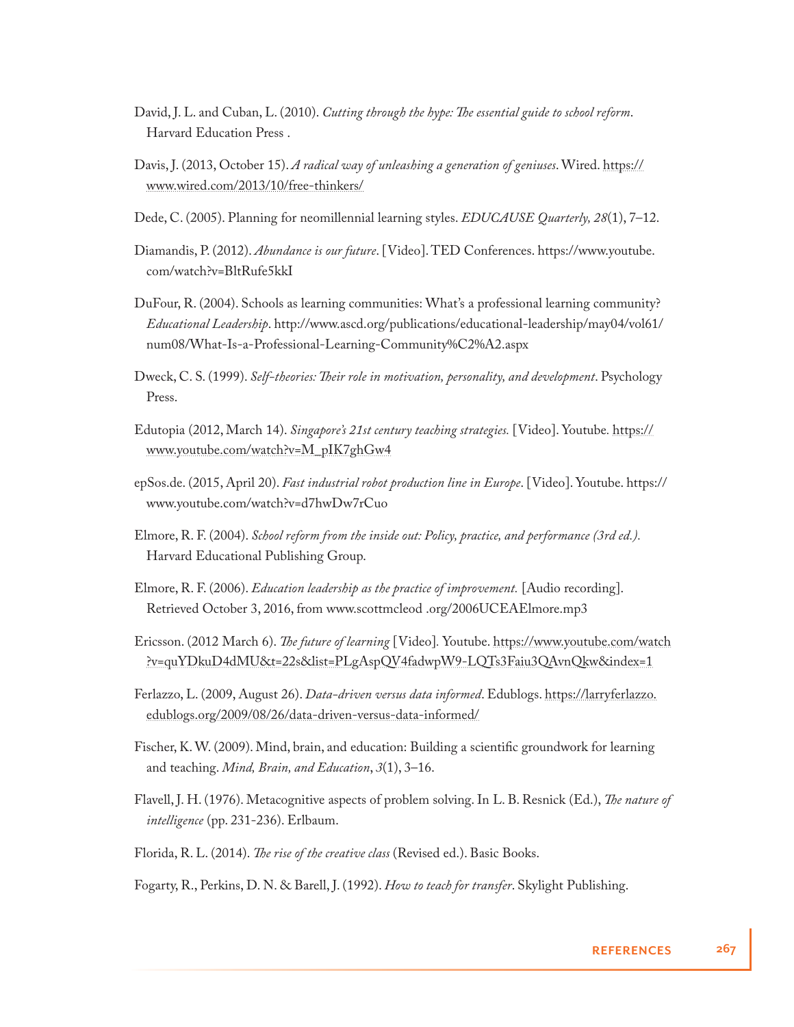David, J. L. and Cuban, L. (2010). *Cutting through the hype: The essential guide to school reform*. Harvard Education Press .

Davis, J. (2013, October 15). *A radical way of unleashing a generation of geniuses*. Wired. https://www.wired.com/2013/10/free-thinkers/

Dede, C. (2005). Planning for neomillennial learning styles. *EDUCAUSE Quarterly, 28*(1), 7–12.

Diamandis, P. (2012). *Abundance is our future*. [Video]. TED Conferences. https://www.youtube.com/watch?v=BltRufe5kkI

DuFour, R. (2004). Schools as learning communities: What's a professional learning community? *Educational Leadership*. http://www.ascd.org/publications/educational-leadership/may04/vol61/num08/What-Is-a-Professional-Learning-Community%C2%A2.aspx

Dweck, C. S. (1999). *Self-theories: Their role in motivation, personality, and development*. Psychology Press.

Edutopia (2012, March 14). *Singapore's 21st century teaching strategies.* [Video]. Youtube. https://www.youtube.com/watch?v=M_pIK7ghGw4

epSos.de. (2015, April 20). *Fast industrial robot production line in Europe*. [Video]. Youtube. https://www.youtube.com/watch?v=d7hwDw7rCuo

Elmore, R. F. (2004). *School reform from the inside out: Policy, practice, and performance (3rd ed.).* Harvard Educational Publishing Group.

Elmore, R. F. (2006). *Education leadership as the practice of improvement.* [Audio recording]. Retrieved October 3, 2016, from www.scottmcleod .org/2006UCEAElmore.mp3

Ericsson. (2012 March 6). *The future of learning* [Video]. Youtube. https://www.youtube.com/watch?v=quYDkuD4dMU&t=22s&list=PLgAspQV4fadwpW9-LQTs3Faiu3QAvnQkw&index=1

Ferlazzo, L. (2009, August 26). *Data-driven versus data informed*. Edublogs. https://larryferlazzo.edublogs.org/2009/08/26/data-driven-versus-data-informed/

Fischer, K. W. (2009). Mind, brain, and education: Building a scientific groundwork for learning and teaching. *Mind, Brain, and Education*, *3*(1), 3–16.

Flavell, J. H. (1976). Metacognitive aspects of problem solving. In L. B. Resnick (Ed.), *The nature of intelligence* (pp. 231-236). Erlbaum.

Florida, R. L. (2014). *The rise of the creative class* (Revised ed.). Basic Books.

Fogarty, R., Perkins, D. N. & Barell, J. (1992). *How to teach for transfer*. Skylight Publishing.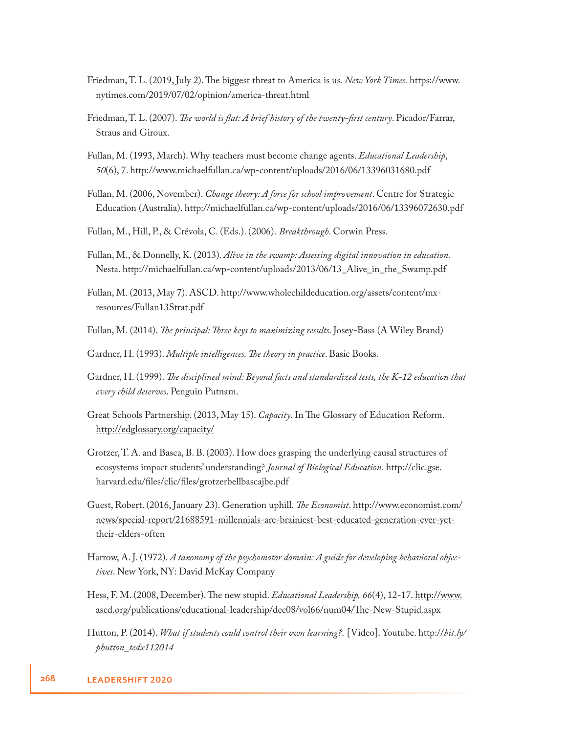Friedman, T. L. (2019, July 2). The biggest threat to America is us. *New York Times.* https://www.nytimes.com/2019/07/02/opinion/america-threat.html

Friedman, T. L. (2007). *The world is flat: A brief history of the twenty-first century*. Picador/Farrar, Straus and Giroux.

Fullan, M. (1993, March). Why teachers must become change agents. *Educational Leadership*, *50*(6), 7. http://www.michaelfullan.ca/wp-content/uploads/2016/06/13396031680.pdf

Fullan, M. (2006, November). *Change theory: A force for school improvement*. Centre for Strategic Education (Australia). http://michaelfullan.ca/wp-content/uploads/2016/06/13396072630.pdf

Fullan, M., Hill, P., & Crévola, C. (Eds.). (2006). *Breakthrough*. Corwin Press.

Fullan, M., & Donnelly, K. (2013). *Alive in the swamp: Assessing digital innovation in education.* Nesta. http://michaelfullan.ca/wp-content/uploads/2013/06/13_Alive_in_the_Swamp.pdf

Fullan, M. (2013, May 7). ASCD. http://www.wholechildeducation.org/assets/content/mx-resources/Fullan13Strat.pdf

Fullan, M. (2014). *The principal: Three keys to maximizing results*. Josey-Bass (A Wiley Brand)

Gardner, H. (1993). *Multiple intelligences. The theory in practice*. Basic Books.

Gardner, H. (1999). *The disciplined mind: Beyond facts and standardized tests, the K-12 education that every child deserves*. Penguin Putnam.

Great Schools Partnership. (2013, May 15). *Capacity*. In The Glossary of Education Reform. http://edglossary.org/capacity/

Grotzer, T. A. and Basca, B. B. (2003). How does grasping the underlying causal structures of ecosystems impact students' understanding? *Journal of Biological Education.* http://clic.gse.harvard.edu/files/clic/files/grotzerbellbascajbe.pdf

Guest, Robert. (2016, January 23). Generation uphill. *The Economist*. http://www.economist.com/news/special-report/21688591-millennials-are-brainiest-best-educated-generation-ever-yet-their-elders-often

Harrow, A. J. (1972). *A taxonomy of the psychomotor domain: A guide for developing behavioral objectives*. New York, NY: David McKay Company

Hess, F. M. (2008, December). The new stupid. *Educational Leadership, 66*(4), 12-17. http://www.ascd.org/publications/educational-leadership/dec08/vol66/num04/The-New-Stupid.aspx

Hutton, P. (2014). *What if students could control their own learning?.* [Video]. Youtube. http://*bit.ly/phutton_tedx112014*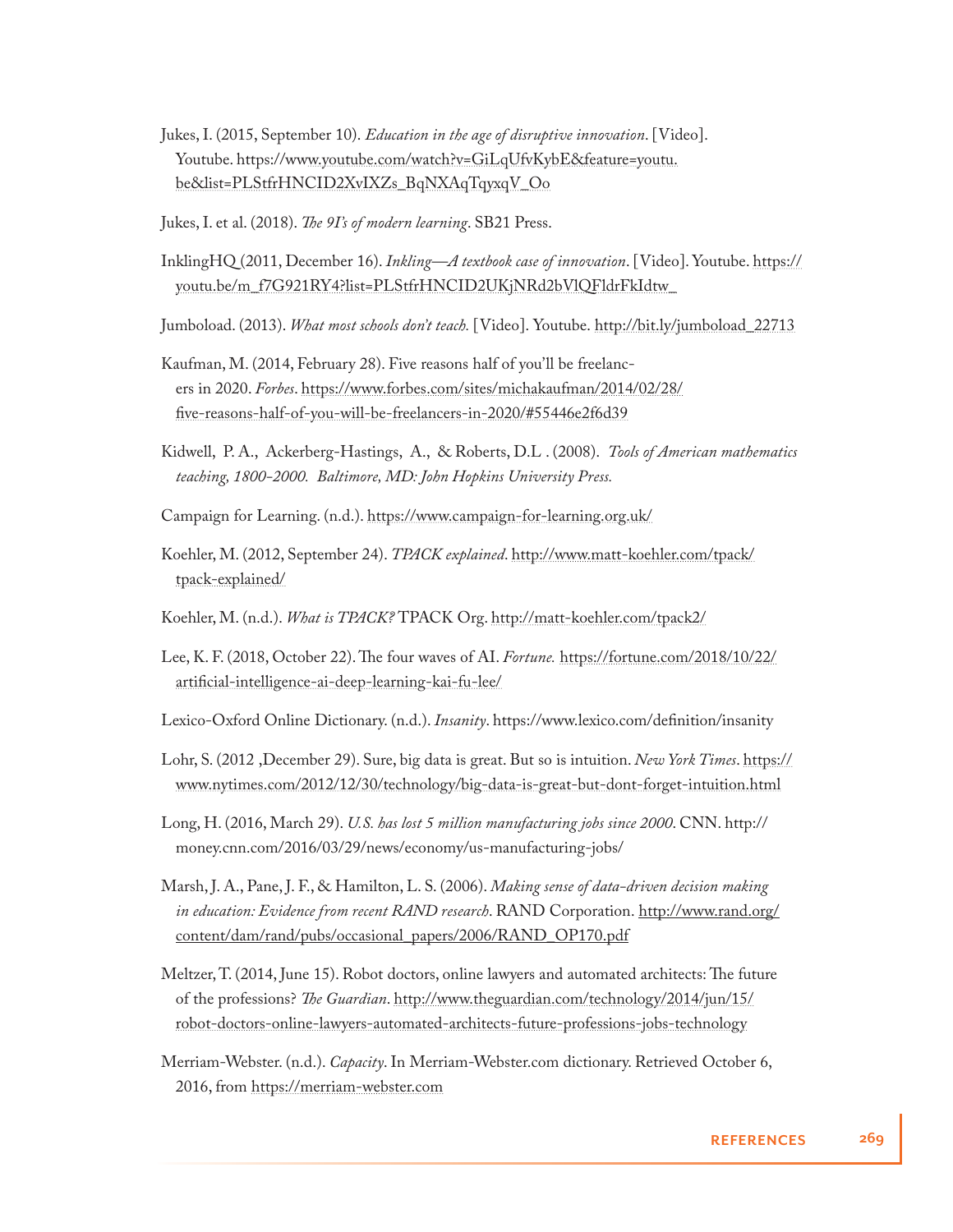Jukes, I. (2015, September 10). *Education in the age of disruptive innovation*. [Video]. Youtube. https://www.youtube.com/watch?v=GiLqUfvKybE&feature=youtu.be&list=PLStfrHNCID2XvIXZs_BqNXAqTqyxqV_Oo

Jukes, I. et al. (2018). *The 9I's of modern learning*. SB21 Press.

InklingHQ (2011, December 16). *Inkling—A textbook case of innovation*. [Video]. Youtube. https://youtu.be/m_f7G921RY4?list=PLStfrHNCID2UKjNRd2bVlQFldrFkIdtw_

Jumboload. (2013). *What most schools don't teach.* [Video]. Youtube. http://bit.ly/jumboload_22713

Kaufman, M. (2014, February 28). Five reasons half of you'll be freelancers in 2020. *Forbes*. https://www.forbes.com/sites/michakaufman/2014/02/28/five-reasons-half-of-you-will-be-freelancers-in-2020/#55446e2f6d39

Kidwell, P. A., Ackerberg-Hastings, A., & Roberts, D.L . (2008). *Tools of American mathematics teaching, 1800-2000. Baltimore, MD: John Hopkins University Press.*

Campaign for Learning. (n.d.). https://www.campaign-for-learning.org.uk/

Koehler, M. (2012, September 24). *TPACK explained*. http://www.matt-koehler.com/tpack/tpack-explained/

Koehler, M. (n.d.). *What is TPACK?* TPACK Org. http://matt-koehler.com/tpack2/

Lee, K. F. (2018, October 22). The four waves of AI. *Fortune.* https://fortune.com/2018/10/22/artificial-intelligence-ai-deep-learning-kai-fu-lee/

Lexico-Oxford Online Dictionary. (n.d.). *Insanity*. https://www.lexico.com/definition/insanity

Lohr, S. (2012 ,December 29). Sure, big data is great. But so is intuition. *New York Times*. https://www.nytimes.com/2012/12/30/technology/big-data-is-great-but-dont-forget-intuition.html

Long, H. (2016, March 29). *U.S. has lost 5 million manufacturing jobs since 2000*. CNN. http://money.cnn.com/2016/03/29/news/economy/us-manufacturing-jobs/

Marsh, J. A., Pane, J. F., & Hamilton, L. S. (2006). *Making sense of data-driven decision making in education: Evidence from recent RAND research*. RAND Corporation. http://www.rand.org/content/dam/rand/pubs/occasional_papers/2006/RAND_OP170.pdf

Meltzer, T. (2014, June 15). Robot doctors, online lawyers and automated architects: The future of the professions? *The Guardian*. http://www.theguardian.com/technology/2014/jun/15/robot-doctors-online-lawyers-automated-architects-future-professions-jobs-technology

Merriam-Webster. (n.d.). *Capacity*. In Merriam-Webster.com dictionary. Retrieved October 6, 2016, from https://merriam-webster.com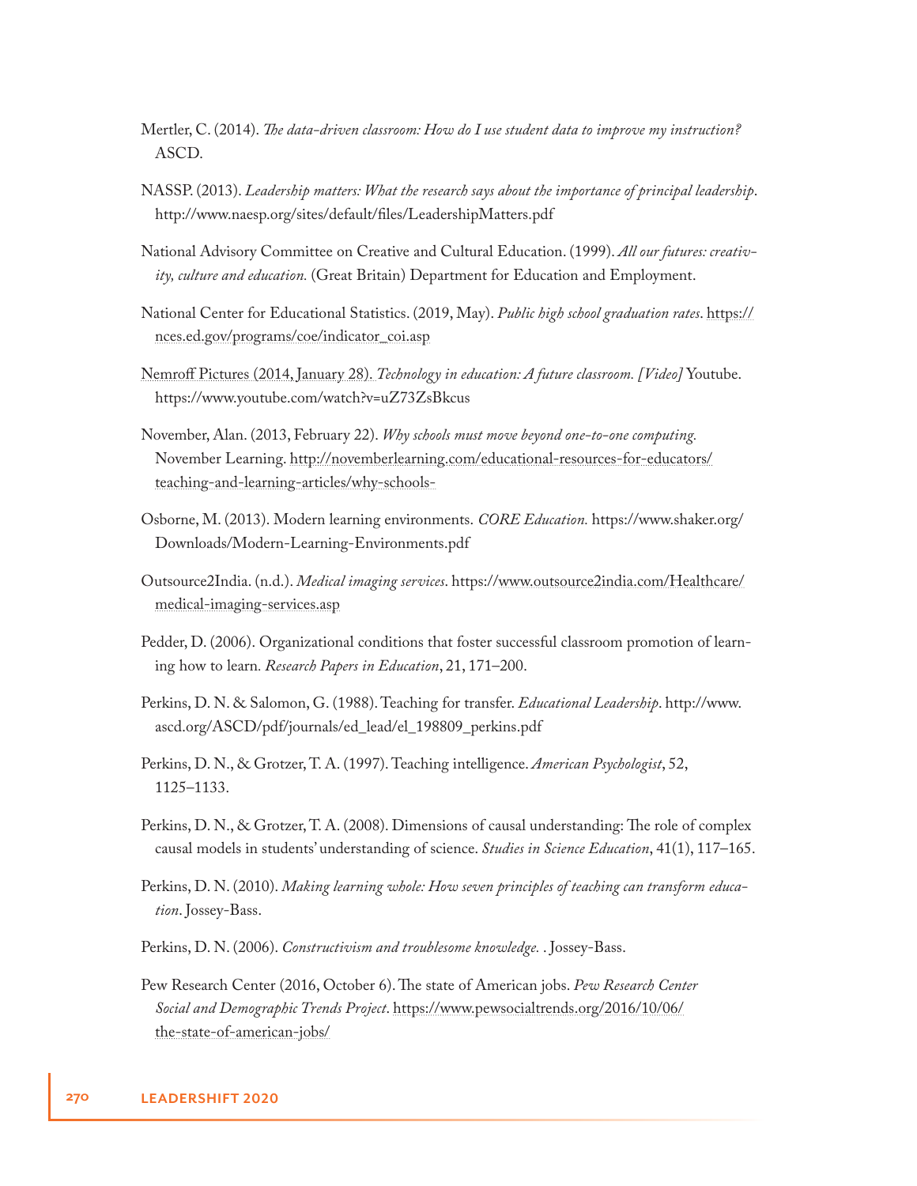Mertler, C. (2014). *The data-driven classroom: How do I use student data to improve my instruction?* ASCD.

NASSP. (2013). *Leadership matters: What the research says about the importance of principal leadership*. http://www.naesp.org/sites/default/files/LeadershipMatters.pdf

National Advisory Committee on Creative and Cultural Education. (1999). *All our futures: creativity, culture and education.* (Great Britain) Department for Education and Employment.

National Center for Educational Statistics. (2019, May). *Public high school graduation rates*. https://nces.ed.gov/programs/coe/indicator_coi.asp

Nemroff Pictures (2014, January 28). *Technology in education: A future classroom. [Video]* Youtube. https://www.youtube.com/watch?v=uZ73ZsBkcus

November, Alan. (2013, February 22). *Why schools must move beyond one-to-one computing.* November Learning. http://novemberlearning.com/educational-resources-for-educators/teaching-and-learning-articles/why-schools-

Osborne, M. (2013). Modern learning environments. *CORE Education.* https://www.shaker.org/Downloads/Modern-Learning-Environments.pdf

Outsource2India. (n.d.). *Medical imaging services*. https://www.outsource2india.com/Healthcare/medical-imaging-services.asp

Pedder, D. (2006). Organizational conditions that foster successful classroom promotion of learning how to learn. *Research Papers in Education*, 21, 171–200.

Perkins, D. N. & Salomon, G. (1988). Teaching for transfer. *Educational Leadership*. http://www.ascd.org/ASCD/pdf/journals/ed_lead/el_198809_perkins.pdf

Perkins, D. N., & Grotzer, T. A. (1997). Teaching intelligence. *American Psychologist*, 52, 1125–1133.

Perkins, D. N., & Grotzer, T. A. (2008). Dimensions of causal understanding: The role of complex causal models in students' understanding of science. *Studies in Science Education*, 41(1), 117–165.

Perkins, D. N. (2010). *Making learning whole: How seven principles of teaching can transform education*. Jossey-Bass.

Perkins, D. N. (2006). *Constructivism and troublesome knowledge.* . Jossey-Bass.

Pew Research Center (2016, October 6). The state of American jobs. *Pew Research Center Social and Demographic Trends Project*. https://www.pewsocialtrends.org/2016/10/06/the-state-of-american-jobs/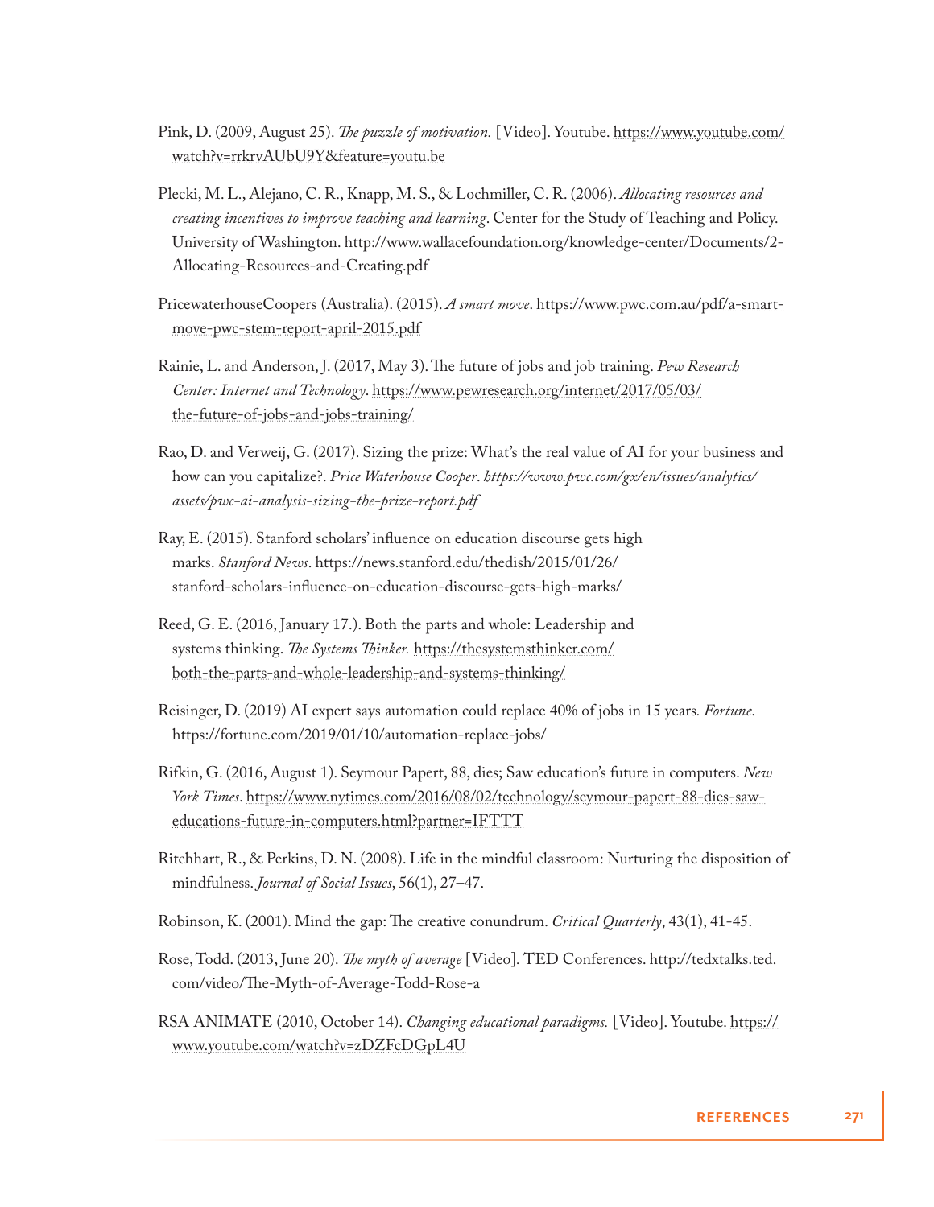Pink, D. (2009, August 25). *The puzzle of motivation.* [Video]. Youtube. https://www.youtube.com/watch?v=rrkrvAUbU9Y&feature=youtu.be

Plecki, M. L., Alejano, C. R., Knapp, M. S., & Lochmiller, C. R. (2006). *Allocating resources and creating incentives to improve teaching and learning*. Center for the Study of Teaching and Policy. University of Washington. http://www.wallacefoundation.org/knowledge-center/Documents/2-Allocating-Resources-and-Creating.pdf

PricewaterhouseCoopers (Australia). (2015). *A smart move*. https://www.pwc.com.au/pdf/a-smart-move-pwc-stem-report-april-2015.pdf

Rainie, L. and Anderson, J. (2017, May 3). The future of jobs and job training. *Pew Research Center: Internet and Technology*. https://www.pewresearch.org/internet/2017/05/03/the-future-of-jobs-and-jobs-training/

Rao, D. and Verweij, G. (2017). Sizing the prize: What's the real value of AI for your business and how can you capitalize?. *Price Waterhouse Cooper*. *https://www.pwc.com/gx/en/issues/analytics/assets/pwc-ai-analysis-sizing-the-prize-report.pdf*

Ray, E. (2015). Stanford scholars' influence on education discourse gets high marks. *Stanford News*. https://news.stanford.edu/thedish/2015/01/26/stanford-scholars-influence-on-education-discourse-gets-high-marks/

Reed, G. E. (2016, January 17.). Both the parts and whole: Leadership and systems thinking. *The Systems Thinker.* https://thesystemsthinker.com/both-the-parts-and-whole-leadership-and-systems-thinking/

Reisinger, D. (2019) AI expert says automation could replace 40% of jobs in 15 years. *Fortune*. https://fortune.com/2019/01/10/automation-replace-jobs/

Rifkin, G. (2016, August 1). Seymour Papert, 88, dies; Saw education's future in computers. *New York Times*. https://www.nytimes.com/2016/08/02/technology/seymour-papert-88-dies-saw-educations-future-in-computers.html?partner=IFTTT

Ritchhart, R., & Perkins, D. N. (2008). Life in the mindful classroom: Nurturing the disposition of mindfulness. *Journal of Social Issues*, 56(1), 27–47.

Robinson, K. (2001). Mind the gap: The creative conundrum. *Critical Quarterly*, 43(1), 41-45.

Rose, Todd. (2013, June 20). *The myth of average* [Video]. TED Conferences. http://tedxtalks.ted.com/video/The-Myth-of-Average-Todd-Rose-a

RSA ANIMATE (2010, October 14). *Changing educational paradigms.* [Video]. Youtube. https://www.youtube.com/watch?v=zDZFcDGpL4U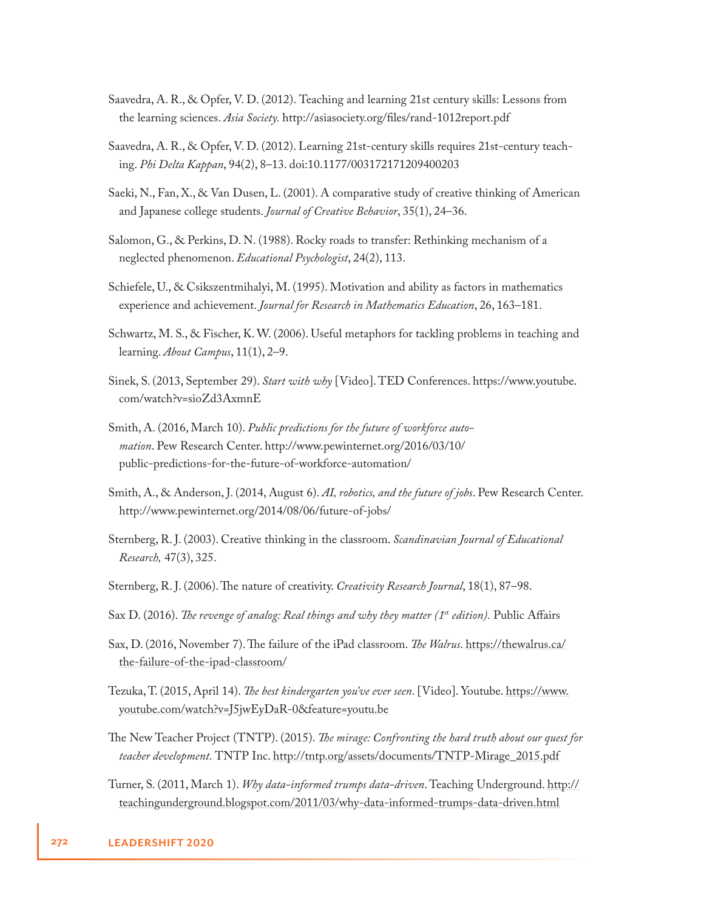Saavedra, A. R., & Opfer, V. D. (2012). Teaching and learning 21st century skills: Lessons from the learning sciences. *Asia Society.* http://asiasociety.org/files/rand-1012report.pdf

Saavedra, A. R., & Opfer, V. D. (2012). Learning 21st-century skills requires 21st-century teaching. *Phi Delta Kappan*, 94(2), 8–13. doi:10.1177/003172171209400203

Saeki, N., Fan, X., & Van Dusen, L. (2001). A comparative study of creative thinking of American and Japanese college students. *Journal of Creative Behavior*, 35(1), 24–36.

Salomon, G., & Perkins, D. N. (1988). Rocky roads to transfer: Rethinking mechanism of a neglected phenomenon. *Educational Psychologist*, 24(2), 113.

Schiefele, U., & Csikszentmihalyi, M. (1995). Motivation and ability as factors in mathematics experience and achievement. *Journal for Research in Mathematics Education*, 26, 163–181.

Schwartz, M. S., & Fischer, K. W. (2006). Useful metaphors for tackling problems in teaching and learning. *About Campus*, 11(1), 2–9.

Sinek, S. (2013, September 29). *Start with why* [Video]. TED Conferences. https://www.youtube.com/watch?v=sioZd3AxmnE

Smith, A. (2016, March 10). *Public predictions for the future of workforce automation*. Pew Research Center. http://www.pewinternet.org/2016/03/10/public-predictions-for-the-future-of-workforce-automation/

Smith, A., & Anderson, J. (2014, August 6). *AI, robotics, and the future of jobs*. Pew Research Center. http://www.pewinternet.org/2014/08/06/future-of-jobs/

Sternberg, R. J. (2003). Creative thinking in the classroom. *Scandinavian Journal of Educational Research,* 47(3), 325.

Sternberg, R. J. (2006). The nature of creativity. *Creativity Research Journal*, 18(1), 87–98.

Sax D. (2016). *The revenge of analog: Real things and why they matter (1st edition).* Public Affairs

Sax, D. (2016, November 7). The failure of the iPad classroom. *The Walrus*. https://thewalrus.ca/the-failure-of-the-ipad-classroom/

Tezuka, T. (2015, April 14). *The best kindergarten you've ever seen*. [Video]. Youtube. https://www.youtube.com/watch?v=J5jwEyDaR-0&feature=youtu.be

The New Teacher Project (TNTP). (2015). *The mirage: Confronting the hard truth about our quest for teacher development.* TNTP Inc. http://tntp.org/assets/documents/TNTP-Mirage_2015.pdf

Turner, S. (2011, March 1). *Why data-informed trumps data-driven*. Teaching Underground. http://teachingunderground.blogspot.com/2011/03/why-data-informed-trumps-data-driven.html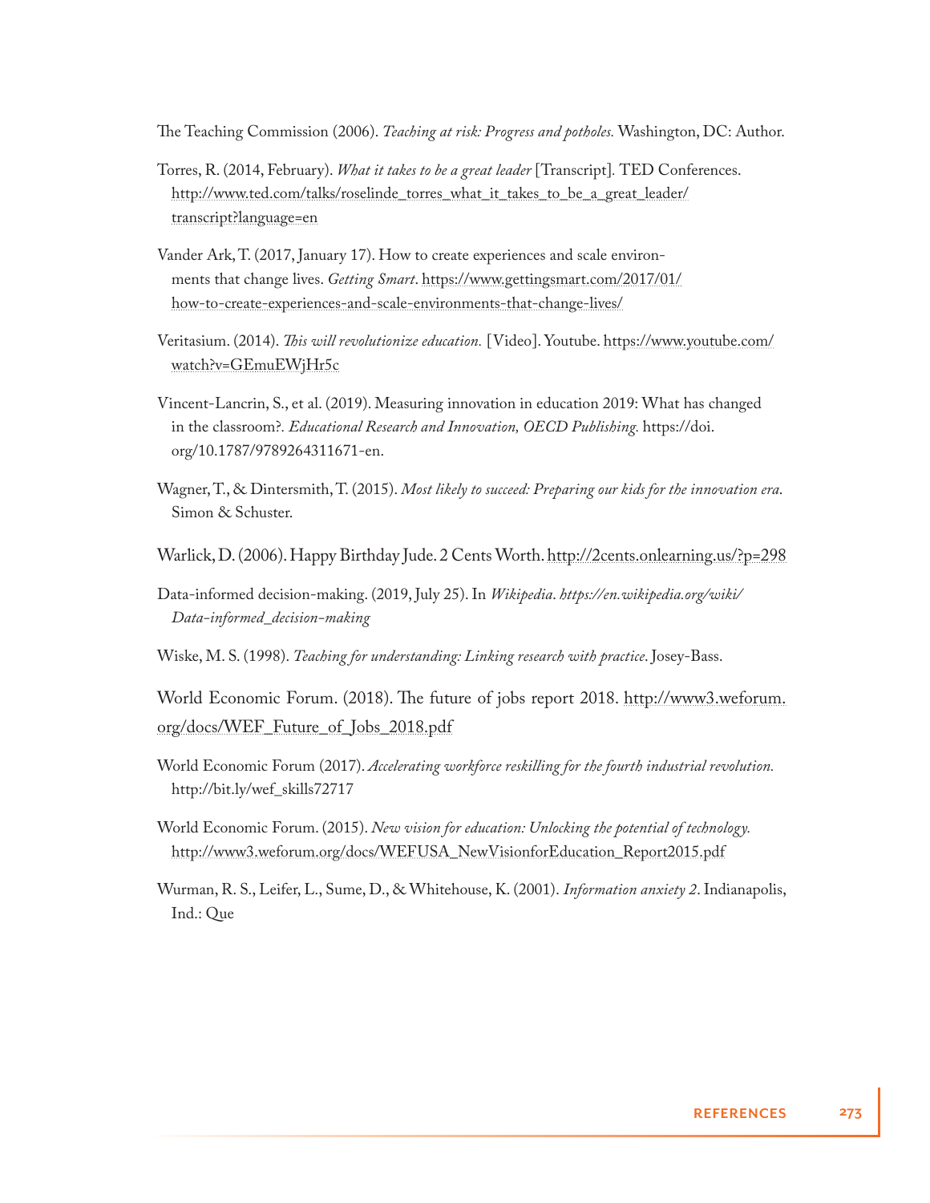The Teaching Commission (2006). *Teaching at risk: Progress and potholes.* Washington, DC: Author.

Torres, R. (2014, February). *What it takes to be a great leader* [Transcript]. TED Conferences. http://www.ted.com/talks/roselinde_torres_what_it_takes_to_be_a_great_leader/transcript?language=en

Vander Ark, T. (2017, January 17). How to create experiences and scale environments that change lives. *Getting Smart*. https://www.gettingsmart.com/2017/01/how-to-create-experiences-and-scale-environments-that-change-lives/

Veritasium. (2014). *This will revolutionize education.* [Video]. Youtube. https://www.youtube.com/watch?v=GEmuEWjHr5c

Vincent-Lancrin, S., et al. (2019). Measuring innovation in education 2019: What has changed in the classroom?. *Educational Research and Innovation, OECD Publishing.* https://doi.org/10.1787/9789264311671-en.

Wagner, T., & Dintersmith, T. (2015). *Most likely to succeed: Preparing our kids for the innovation era.* Simon & Schuster.

Warlick, D. (2006). Happy Birthday Jude. 2 Cents Worth. http://2cents.onlearning.us/?p=298

Data-informed decision-making. (2019, July 25). In *Wikipedia*. *https://en.wikipedia.org/wiki/Data-informed_decision-making*

Wiske, M. S. (1998). *Teaching for understanding: Linking research with practice*. Josey-Bass.

World Economic Forum. (2018). The future of jobs report 2018. http://www3.weforum.org/docs/WEF_Future_of_Jobs_2018.pdf

World Economic Forum (2017). *Accelerating workforce reskilling for the fourth industrial revolution.* http://bit.ly/wef_skills72717

World Economic Forum. (2015). *New vision for education: Unlocking the potential of technology.* http://www3.weforum.org/docs/WEFUSA_NewVisionforEducation_Report2015.pdf

Wurman, R. S., Leifer, L., Sume, D., & Whitehouse, K. (2001). *Information anxiety 2*. Indianapolis, Ind.: Que